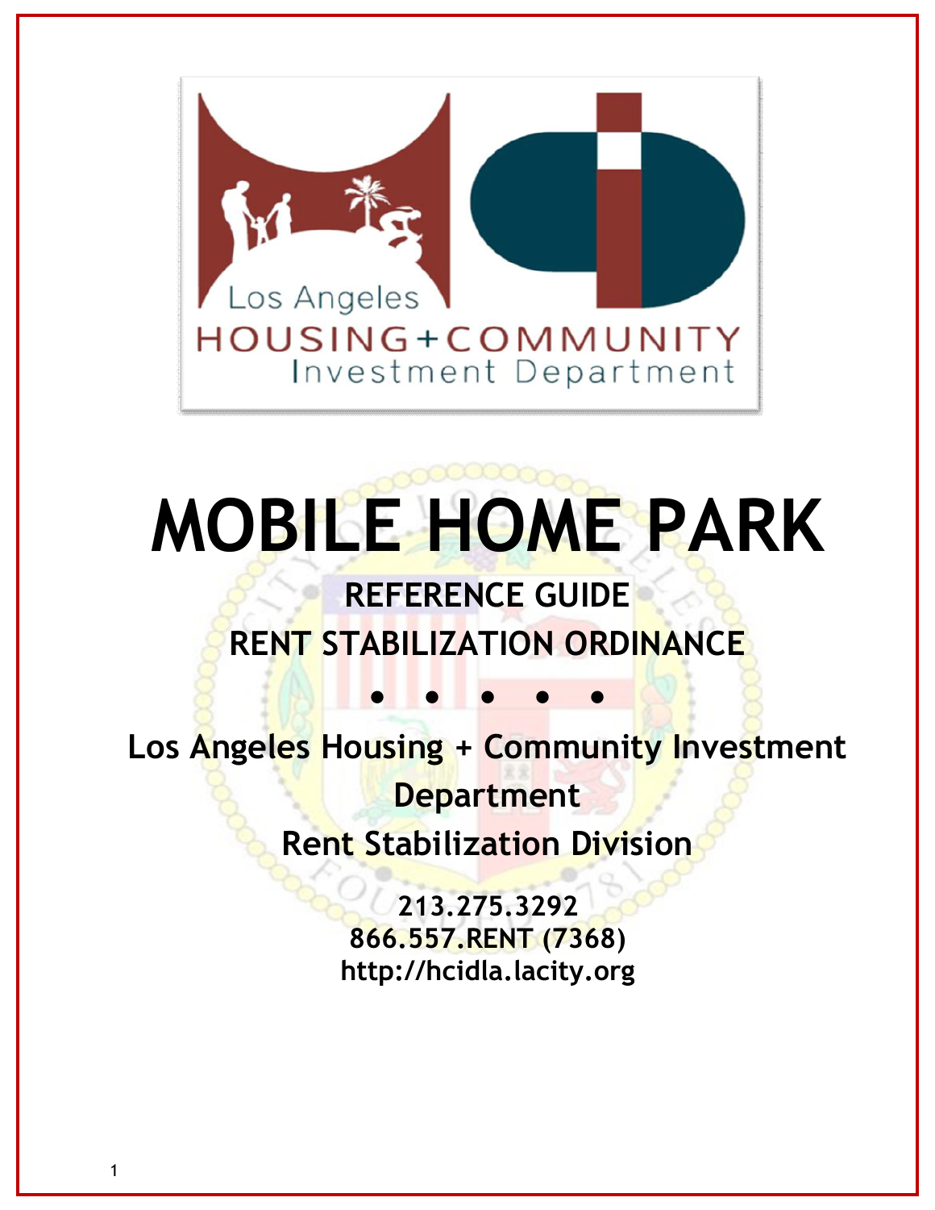Los Angeles HOUSING+COMMUNITY Investment Department

# MOBILE HOME PARK

## REFERENCE GUIDE
## RENT STABILIZATION ORDINANCE

• • • • •

**Los Angeles Housing + Community Investment Department**
**Rent Stabilization Division**

**213.275.3292**
**866.557.RENT (7368)**
**http://hcidla.lacity.org**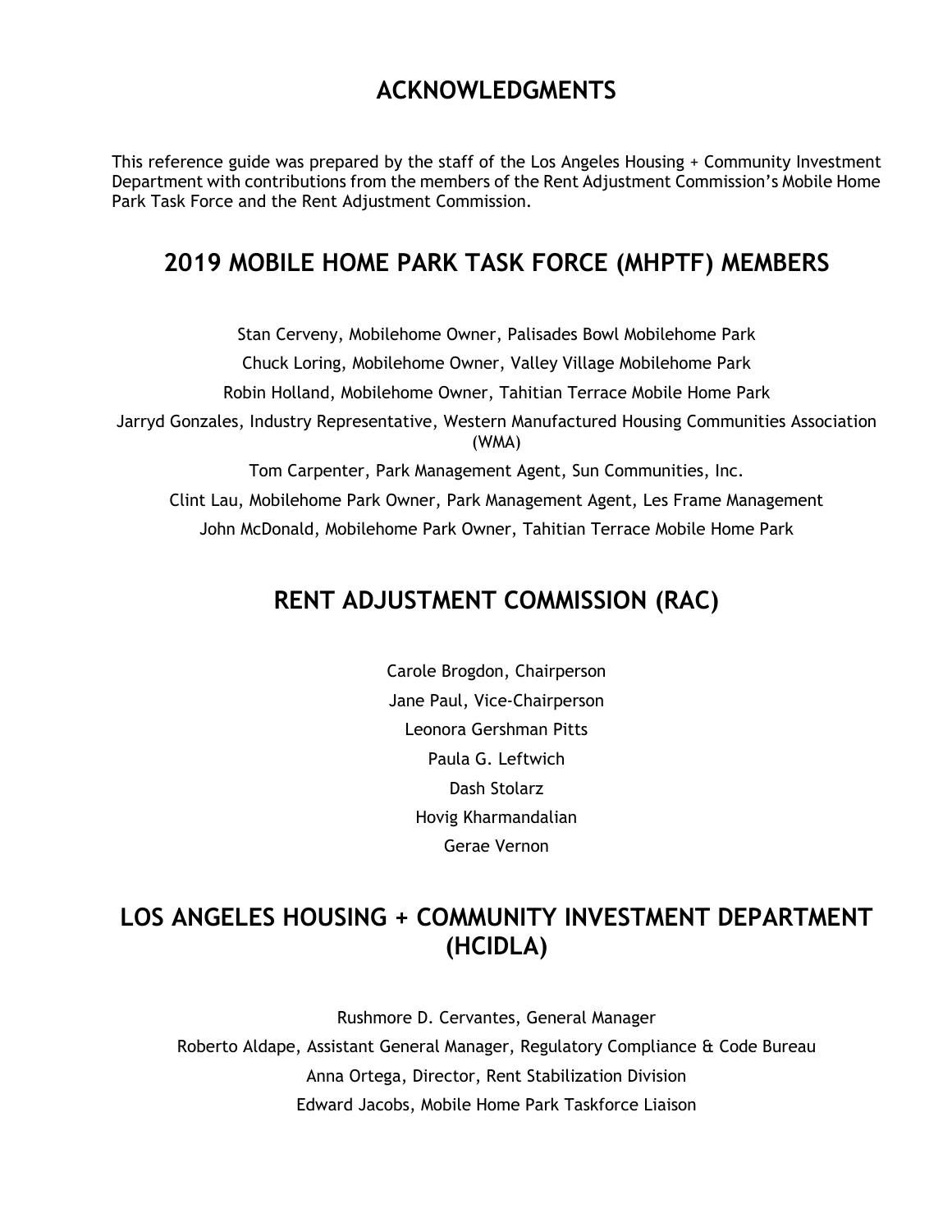# ACKNOWLEDGMENTS

This reference guide was prepared by the staff of the Los Angeles Housing + Community Investment Department with contributions from the members of the Rent Adjustment Commission's Mobile Home Park Task Force and the Rent Adjustment Commission.

## 2019 MOBILE HOME PARK TASK FORCE (MHPTF) MEMBERS

Stan Cerveny, Mobilehome Owner, Palisades Bowl Mobilehome Park

Chuck Loring, Mobilehome Owner, Valley Village Mobilehome Park

Robin Holland, Mobilehome Owner, Tahitian Terrace Mobile Home Park

Jarryd Gonzales, Industry Representative, Western Manufactured Housing Communities Association (WMA)

Tom Carpenter, Park Management Agent, Sun Communities, Inc.

Clint Lau, Mobilehome Park Owner, Park Management Agent, Les Frame Management

John McDonald, Mobilehome Park Owner, Tahitian Terrace Mobile Home Park

## RENT ADJUSTMENT COMMISSION (RAC)

Carole Brogdon, Chairperson

Jane Paul, Vice-Chairperson

Leonora Gershman Pitts

Paula G. Leftwich

Dash Stolarz

Hovig Kharmandalian

Gerae Vernon

## LOS ANGELES HOUSING + COMMUNITY INVESTMENT DEPARTMENT (HCIDLA)

Rushmore D. Cervantes, General Manager

Roberto Aldape, Assistant General Manager, Regulatory Compliance & Code Bureau

Anna Ortega, Director, Rent Stabilization Division

Edward Jacobs, Mobile Home Park Taskforce Liaison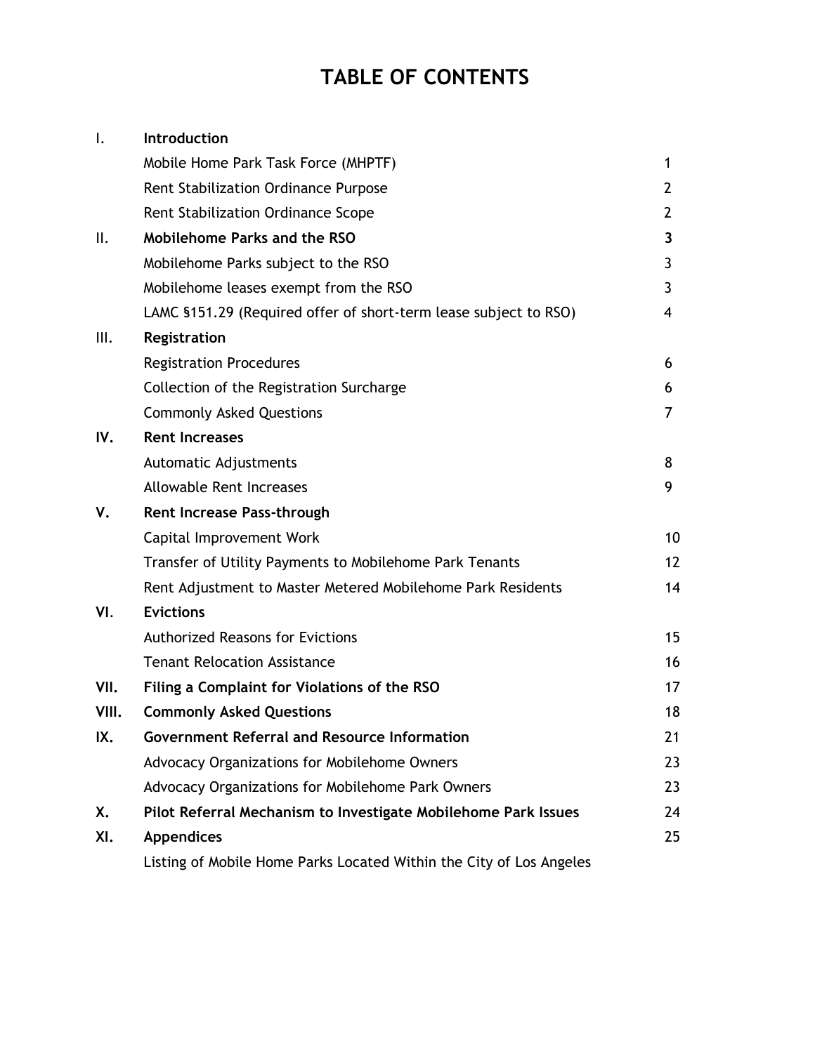# TABLE OF CONTENTS

| | | |
|---|---|---|
| I. | **Introduction** | |
| | Mobile Home Park Task Force (MHPTF) | 1 |
| | Rent Stabilization Ordinance Purpose | 2 |
| | Rent Stabilization Ordinance Scope | 2 |
| II. | **Mobilehome Parks and the RSO** | **3** |
| | Mobilehome Parks subject to the RSO | 3 |
| | Mobilehome leases exempt from the RSO | 3 |
| | LAMC §151.29 (Required offer of short-term lease subject to RSO) | 4 |
| III. | **Registration** | |
| | Registration Procedures | 6 |
| | Collection of the Registration Surcharge | 6 |
| | Commonly Asked Questions | 7 |
| **IV.** | **Rent Increases** | |
| | Automatic Adjustments | 8 |
| | Allowable Rent Increases | 9 |
| **V.** | **Rent Increase Pass-through** | |
| | Capital Improvement Work | 10 |
| | Transfer of Utility Payments to Mobilehome Park Tenants | 12 |
| | Rent Adjustment to Master Metered Mobilehome Park Residents | 14 |
| **VI.** | **Evictions** | |
| | Authorized Reasons for Evictions | 15 |
| | Tenant Relocation Assistance | 16 |
| **VII.** | **Filing a Complaint for Violations of the RSO** | 17 |
| **VIII.** | **Commonly Asked Questions** | 18 |
| **IX.** | **Government Referral and Resource Information** | 21 |
| | Advocacy Organizations for Mobilehome Owners | 23 |
| | Advocacy Organizations for Mobilehome Park Owners | 23 |
| **X.** | **Pilot Referral Mechanism to Investigate Mobilehome Park Issues** | 24 |
| **XI.** | **Appendices** | 25 |
| | Listing of Mobile Home Parks Located Within the City of Los Angeles | |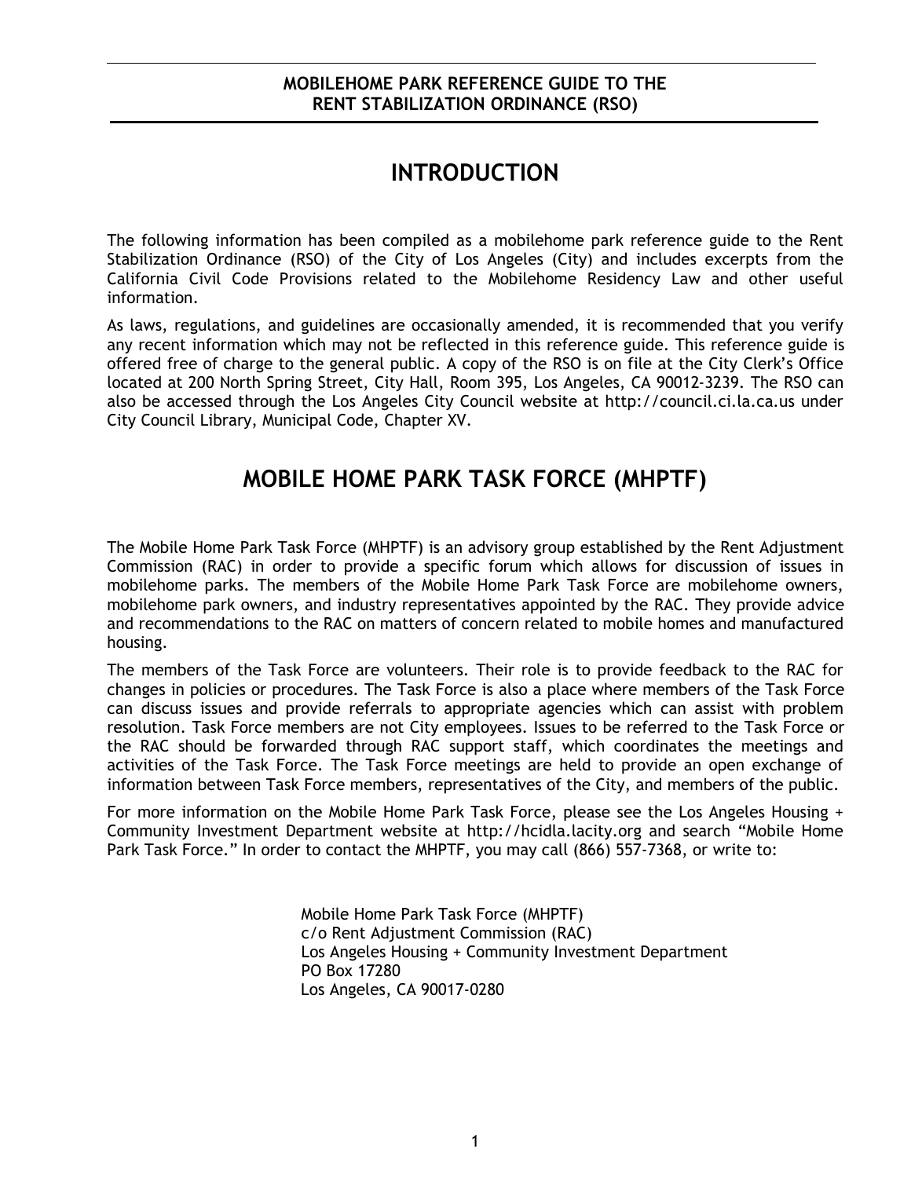# INTRODUCTION

The following information has been compiled as a mobilehome park reference guide to the Rent Stabilization Ordinance (RSO) of the City of Los Angeles (City) and includes excerpts from the California Civil Code Provisions related to the Mobilehome Residency Law and other useful information.

As laws, regulations, and guidelines are occasionally amended, it is recommended that you verify any recent information which may not be reflected in this reference guide. This reference guide is offered free of charge to the general public. A copy of the RSO is on file at the City Clerk's Office located at 200 North Spring Street, City Hall, Room 395, Los Angeles, CA 90012-3239. The RSO can also be accessed through the Los Angeles City Council website at http://council.ci.la.ca.us under City Council Library, Municipal Code, Chapter XV.

# MOBILE HOME PARK TASK FORCE (MHPTF)

The Mobile Home Park Task Force (MHPTF) is an advisory group established by the Rent Adjustment Commission (RAC) in order to provide a specific forum which allows for discussion of issues in mobilehome parks. The members of the Mobile Home Park Task Force are mobilehome owners, mobilehome park owners, and industry representatives appointed by the RAC. They provide advice and recommendations to the RAC on matters of concern related to mobile homes and manufactured housing.

The members of the Task Force are volunteers. Their role is to provide feedback to the RAC for changes in policies or procedures. The Task Force is also a place where members of the Task Force can discuss issues and provide referrals to appropriate agencies which can assist with problem resolution. Task Force members are not City employees. Issues to be referred to the Task Force or the RAC should be forwarded through RAC support staff, which coordinates the meetings and activities of the Task Force. The Task Force meetings are held to provide an open exchange of information between Task Force members, representatives of the City, and members of the public.

For more information on the Mobile Home Park Task Force, please see the Los Angeles Housing + Community Investment Department website at http://hcidla.lacity.org and search "Mobile Home Park Task Force." In order to contact the MHPTF, you may call (866) 557-7368, or write to:

Mobile Home Park Task Force (MHPTF)
c/o Rent Adjustment Commission (RAC)
Los Angeles Housing + Community Investment Department
PO Box 17280
Los Angeles, CA 90017-0280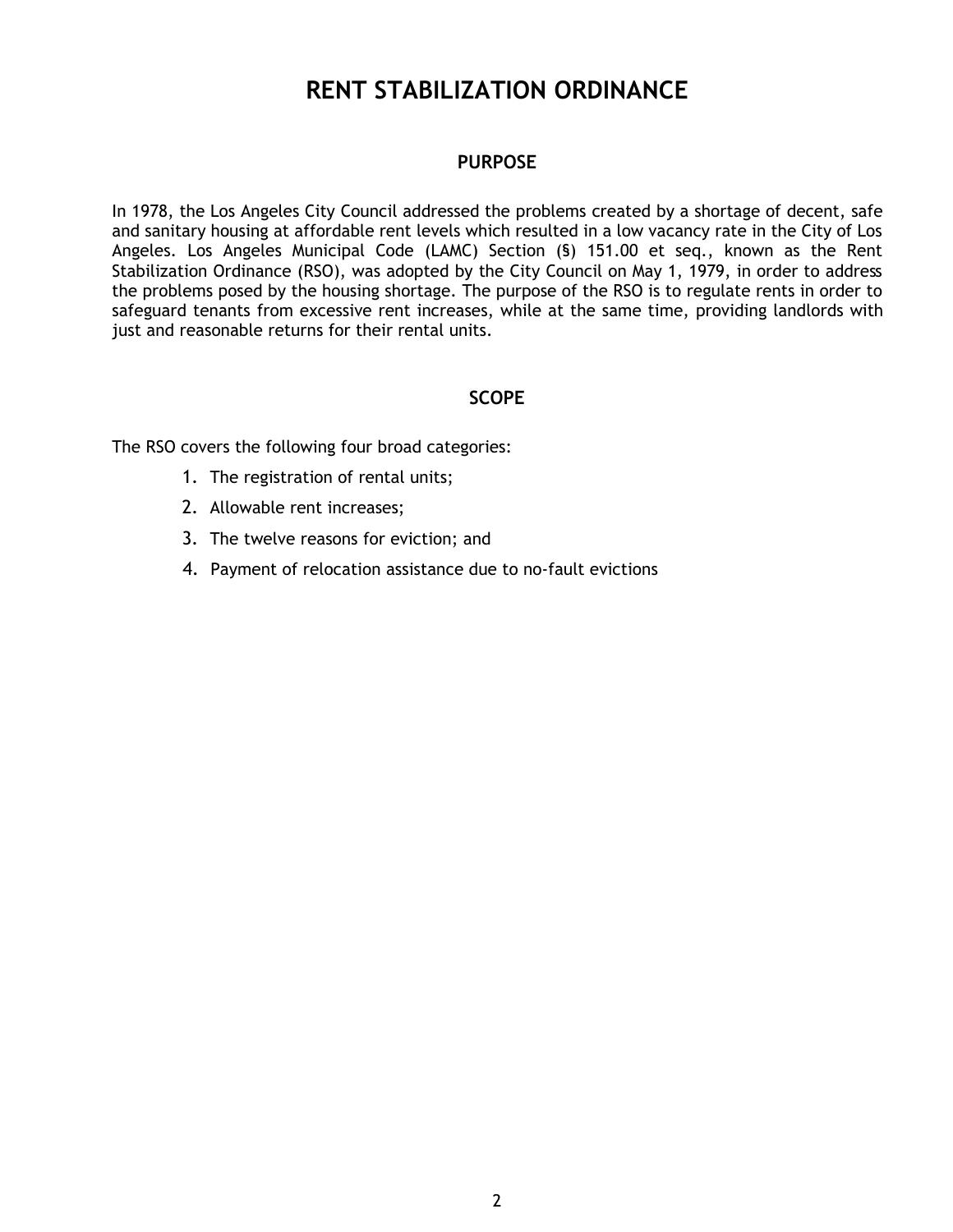# RENT STABILIZATION ORDINANCE

## PURPOSE

In 1978, the Los Angeles City Council addressed the problems created by a shortage of decent, safe and sanitary housing at affordable rent levels which resulted in a low vacancy rate in the City of Los Angeles. Los Angeles Municipal Code (LAMC) Section (§) 151.00 et seq., known as the Rent Stabilization Ordinance (RSO), was adopted by the City Council on May 1, 1979, in order to address the problems posed by the housing shortage. The purpose of the RSO is to regulate rents in order to safeguard tenants from excessive rent increases, while at the same time, providing landlords with just and reasonable returns for their rental units.

## SCOPE

The RSO covers the following four broad categories:

1. The registration of rental units;
2. Allowable rent increases;
3. The twelve reasons for eviction; and
4. Payment of relocation assistance due to no-fault evictions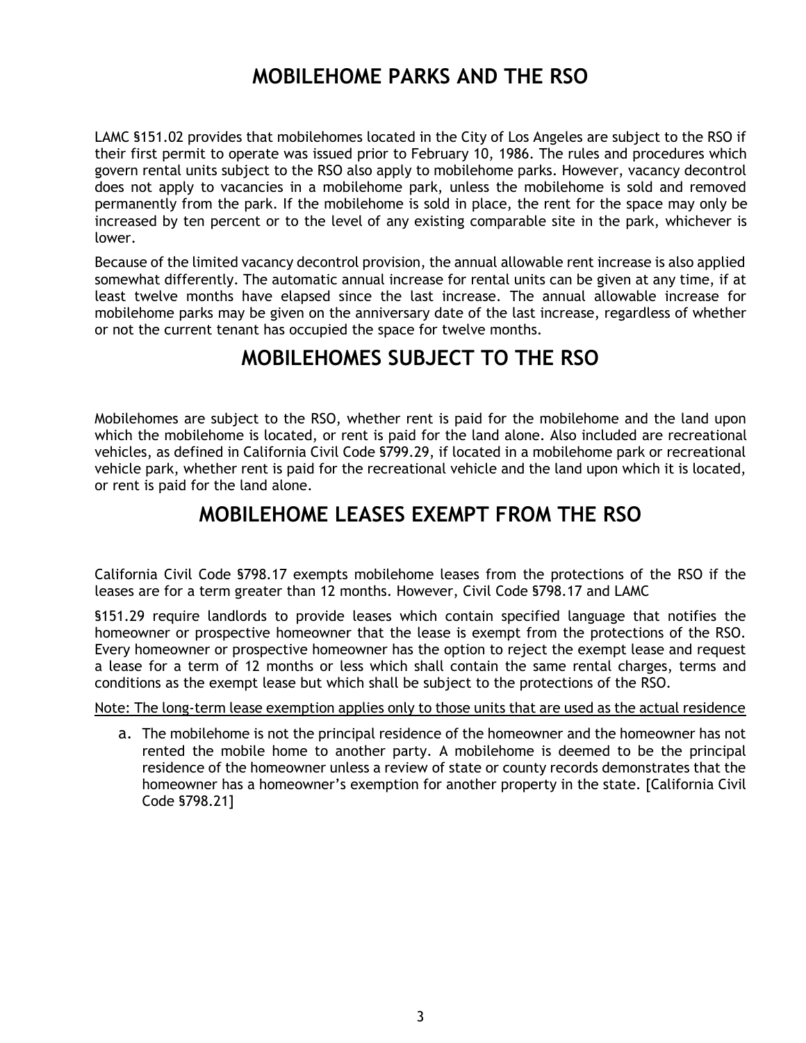## MOBILEHOME PARKS AND THE RSO

LAMC §151.02 provides that mobilehomes located in the City of Los Angeles are subject to the RSO if their first permit to operate was issued prior to February 10, 1986. The rules and procedures which govern rental units subject to the RSO also apply to mobilehome parks. However, vacancy decontrol does not apply to vacancies in a mobilehome park, unless the mobilehome is sold and removed permanently from the park. If the mobilehome is sold in place, the rent for the space may only be increased by ten percent or to the level of any existing comparable site in the park, whichever is lower.

Because of the limited vacancy decontrol provision, the annual allowable rent increase is also applied somewhat differently. The automatic annual increase for rental units can be given at any time, if at least twelve months have elapsed since the last increase. The annual allowable increase for mobilehome parks may be given on the anniversary date of the last increase, regardless of whether or not the current tenant has occupied the space for twelve months.

## MOBILEHOMES SUBJECT TO THE RSO

Mobilehomes are subject to the RSO, whether rent is paid for the mobilehome and the land upon which the mobilehome is located, or rent is paid for the land alone. Also included are recreational vehicles, as defined in California Civil Code §799.29, if located in a mobilehome park or recreational vehicle park, whether rent is paid for the recreational vehicle and the land upon which it is located, or rent is paid for the land alone.

## MOBILEHOME LEASES EXEMPT FROM THE RSO

California Civil Code §798.17 exempts mobilehome leases from the protections of the RSO if the leases are for a term greater than 12 months. However, Civil Code §798.17 and LAMC

§151.29 require landlords to provide leases which contain specified language that notifies the homeowner or prospective homeowner that the lease is exempt from the protections of the RSO. Every homeowner or prospective homeowner has the option to reject the exempt lease and request a lease for a term of 12 months or less which shall contain the same rental charges, terms and conditions as the exempt lease but which shall be subject to the protections of the RSO.

<u>Note: The long-term lease exemption applies only to those units that are used as the actual residence</u>

a. The mobilehome is not the principal residence of the homeowner and the homeowner has not rented the mobile home to another party. A mobilehome is deemed to be the principal residence of the homeowner unless a review of state or county records demonstrates that the homeowner has a homeowner's exemption for another property in the state. [California Civil Code §798.21]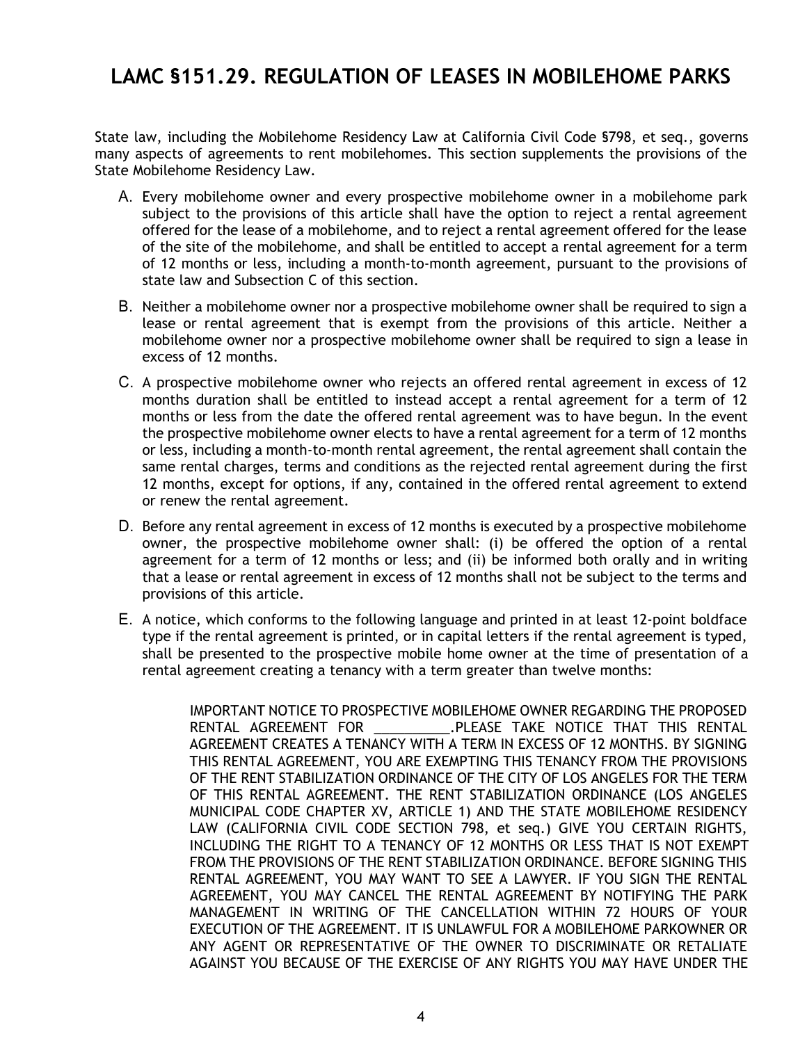# LAMC §151.29. REGULATION OF LEASES IN MOBILEHOME PARKS

State law, including the Mobilehome Residency Law at California Civil Code §798, et seq., governs many aspects of agreements to rent mobilehomes. This section supplements the provisions of the State Mobilehome Residency Law.

A. Every mobilehome owner and every prospective mobilehome owner in a mobilehome park subject to the provisions of this article shall have the option to reject a rental agreement offered for the lease of a mobilehome, and to reject a rental agreement offered for the lease of the site of the mobilehome, and shall be entitled to accept a rental agreement for a term of 12 months or less, including a month-to-month agreement, pursuant to the provisions of state law and Subsection C of this section.

B. Neither a mobilehome owner nor a prospective mobilehome owner shall be required to sign a lease or rental agreement that is exempt from the provisions of this article. Neither a mobilehome owner nor a prospective mobilehome owner shall be required to sign a lease in excess of 12 months.

C. A prospective mobilehome owner who rejects an offered rental agreement in excess of 12 months duration shall be entitled to instead accept a rental agreement for a term of 12 months or less from the date the offered rental agreement was to have begun. In the event the prospective mobilehome owner elects to have a rental agreement for a term of 12 months or less, including a month-to-month rental agreement, the rental agreement shall contain the same rental charges, terms and conditions as the rejected rental agreement during the first 12 months, except for options, if any, contained in the offered rental agreement to extend or renew the rental agreement.

D. Before any rental agreement in excess of 12 months is executed by a prospective mobilehome owner, the prospective mobilehome owner shall: (i) be offered the option of a rental agreement for a term of 12 months or less; and (ii) be informed both orally and in writing that a lease or rental agreement in excess of 12 months shall not be subject to the terms and provisions of this article.

E. A notice, which conforms to the following language and printed in at least 12-point boldface type if the rental agreement is printed, or in capital letters if the rental agreement is typed, shall be presented to the prospective mobile home owner at the time of presentation of a rental agreement creating a tenancy with a term greater than twelve months:

> IMPORTANT NOTICE TO PROSPECTIVE MOBILEHOME OWNER REGARDING THE PROPOSED RENTAL AGREEMENT FOR __________.PLEASE TAKE NOTICE THAT THIS RENTAL AGREEMENT CREATES A TENANCY WITH A TERM IN EXCESS OF 12 MONTHS. BY SIGNING THIS RENTAL AGREEMENT, YOU ARE EXEMPTING THIS TENANCY FROM THE PROVISIONS OF THE RENT STABILIZATION ORDINANCE OF THE CITY OF LOS ANGELES FOR THE TERM OF THIS RENTAL AGREEMENT. THE RENT STABILIZATION ORDINANCE (LOS ANGELES MUNICIPAL CODE CHAPTER XV, ARTICLE 1) AND THE STATE MOBILEHOME RESIDENCY LAW (CALIFORNIA CIVIL CODE SECTION 798, et seq.) GIVE YOU CERTAIN RIGHTS, INCLUDING THE RIGHT TO A TENANCY OF 12 MONTHS OR LESS THAT IS NOT EXEMPT FROM THE PROVISIONS OF THE RENT STABILIZATION ORDINANCE. BEFORE SIGNING THIS RENTAL AGREEMENT, YOU MAY WANT TO SEE A LAWYER. IF YOU SIGN THE RENTAL AGREEMENT, YOU MAY CANCEL THE RENTAL AGREEMENT BY NOTIFYING THE PARK MANAGEMENT IN WRITING OF THE CANCELLATION WITHIN 72 HOURS OF YOUR EXECUTION OF THE AGREEMENT. IT IS UNLAWFUL FOR A MOBILEHOME PARKOWNER OR ANY AGENT OR REPRESENTATIVE OF THE OWNER TO DISCRIMINATE OR RETALIATE AGAINST YOU BECAUSE OF THE EXERCISE OF ANY RIGHTS YOU MAY HAVE UNDER THE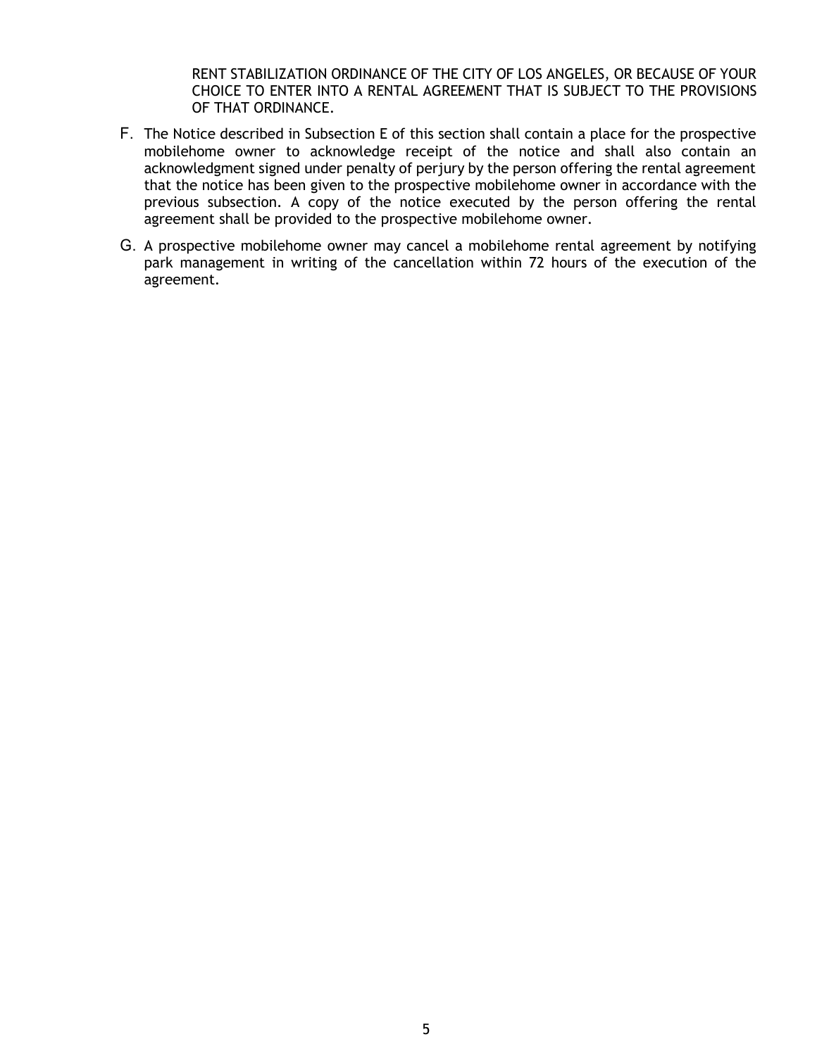RENT STABILIZATION ORDINANCE OF THE CITY OF LOS ANGELES, OR BECAUSE OF YOUR CHOICE TO ENTER INTO A RENTAL AGREEMENT THAT IS SUBJECT TO THE PROVISIONS OF THAT ORDINANCE.

F. The Notice described in Subsection E of this section shall contain a place for the prospective mobilehome owner to acknowledge receipt of the notice and shall also contain an acknowledgment signed under penalty of perjury by the person offering the rental agreement that the notice has been given to the prospective mobilehome owner in accordance with the previous subsection. A copy of the notice executed by the person offering the rental agreement shall be provided to the prospective mobilehome owner.

G. A prospective mobilehome owner may cancel a mobilehome rental agreement by notifying park management in writing of the cancellation within 72 hours of the execution of the agreement.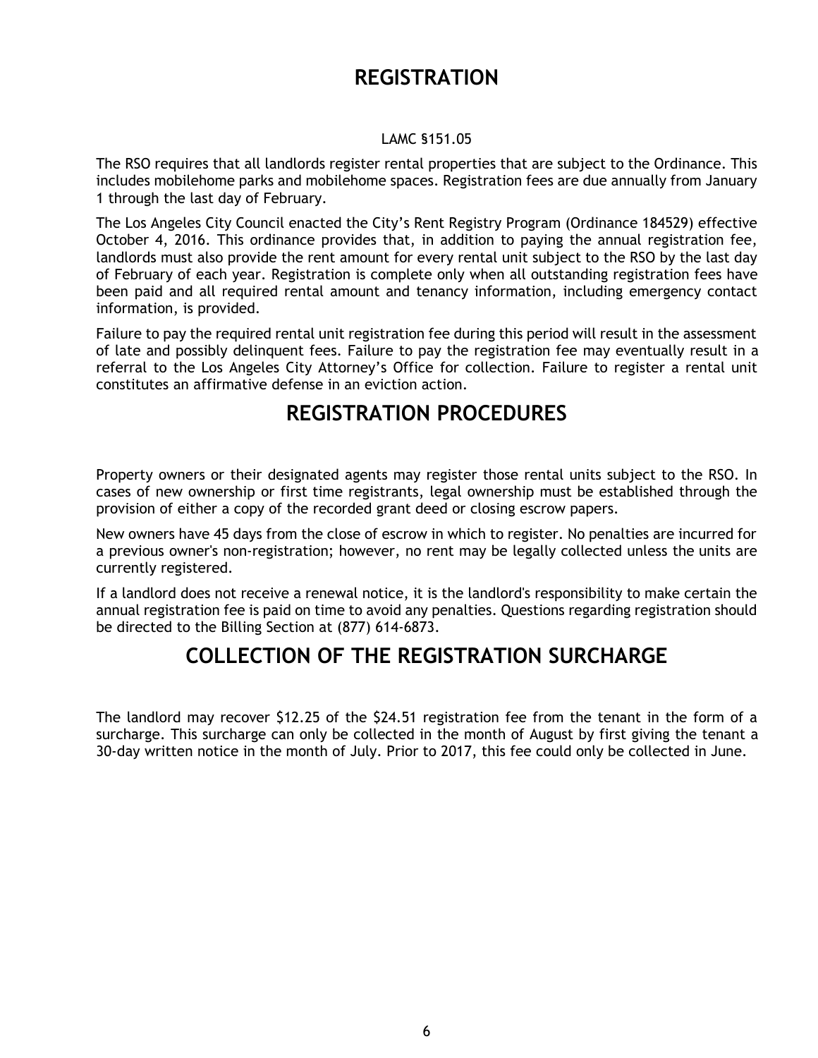# REGISTRATION

LAMC §151.05

The RSO requires that all landlords register rental properties that are subject to the Ordinance. This includes mobilehome parks and mobilehome spaces. Registration fees are due annually from January 1 through the last day of February.

The Los Angeles City Council enacted the City's Rent Registry Program (Ordinance 184529) effective October 4, 2016. This ordinance provides that, in addition to paying the annual registration fee, landlords must also provide the rent amount for every rental unit subject to the RSO by the last day of February of each year. Registration is complete only when all outstanding registration fees have been paid and all required rental amount and tenancy information, including emergency contact information, is provided.

Failure to pay the required rental unit registration fee during this period will result in the assessment of late and possibly delinquent fees. Failure to pay the registration fee may eventually result in a referral to the Los Angeles City Attorney's Office for collection. Failure to register a rental unit constitutes an affirmative defense in an eviction action.

# REGISTRATION PROCEDURES

Property owners or their designated agents may register those rental units subject to the RSO. In cases of new ownership or first time registrants, legal ownership must be established through the provision of either a copy of the recorded grant deed or closing escrow papers.

New owners have 45 days from the close of escrow in which to register. No penalties are incurred for a previous owner's non-registration; however, no rent may be legally collected unless the units are currently registered.

If a landlord does not receive a renewal notice, it is the landlord's responsibility to make certain the annual registration fee is paid on time to avoid any penalties. Questions regarding registration should be directed to the Billing Section at (877) 614-6873.

# COLLECTION OF THE REGISTRATION SURCHARGE

The landlord may recover $12.25 of the $24.51 registration fee from the tenant in the form of a surcharge. This surcharge can only be collected in the month of August by first giving the tenant a 30-day written notice in the month of July. Prior to 2017, this fee could only be collected in June.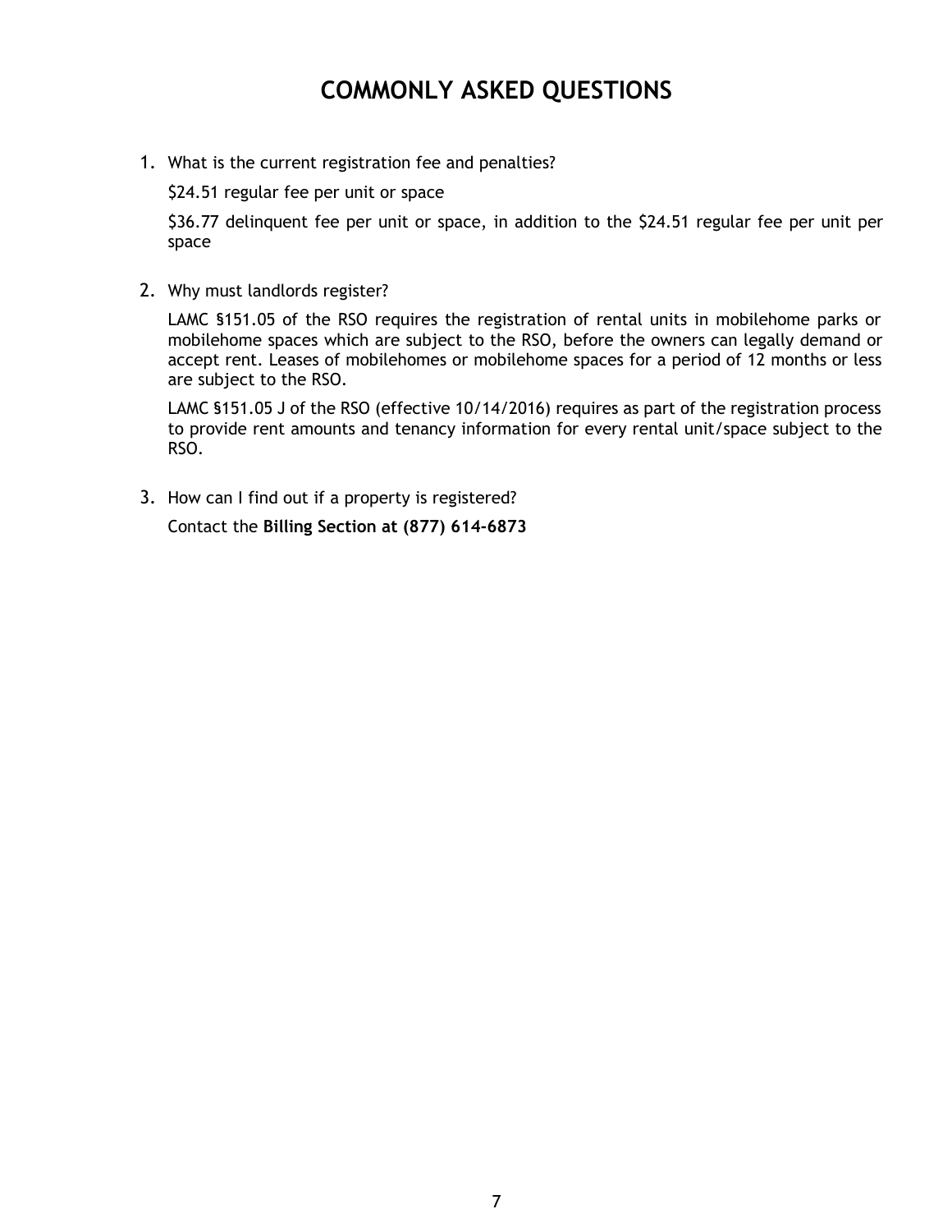# COMMONLY ASKED QUESTIONS

1. What is the current registration fee and penalties?

   $24.51 regular fee per unit or space

   $36.77 delinquent fee per unit or space, in addition to the $24.51 regular fee per unit per space

2. Why must landlords register?

   LAMC §151.05 of the RSO requires the registration of rental units in mobilehome parks or mobilehome spaces which are subject to the RSO, before the owners can legally demand or accept rent. Leases of mobilehomes or mobilehome spaces for a period of 12 months or less are subject to the RSO.

   LAMC §151.05 J of the RSO (effective 10/14/2016) requires as part of the registration process to provide rent amounts and tenancy information for every rental unit/space subject to the RSO.

3. How can I find out if a property is registered?

   Contact the **Billing Section at (877) 614-6873**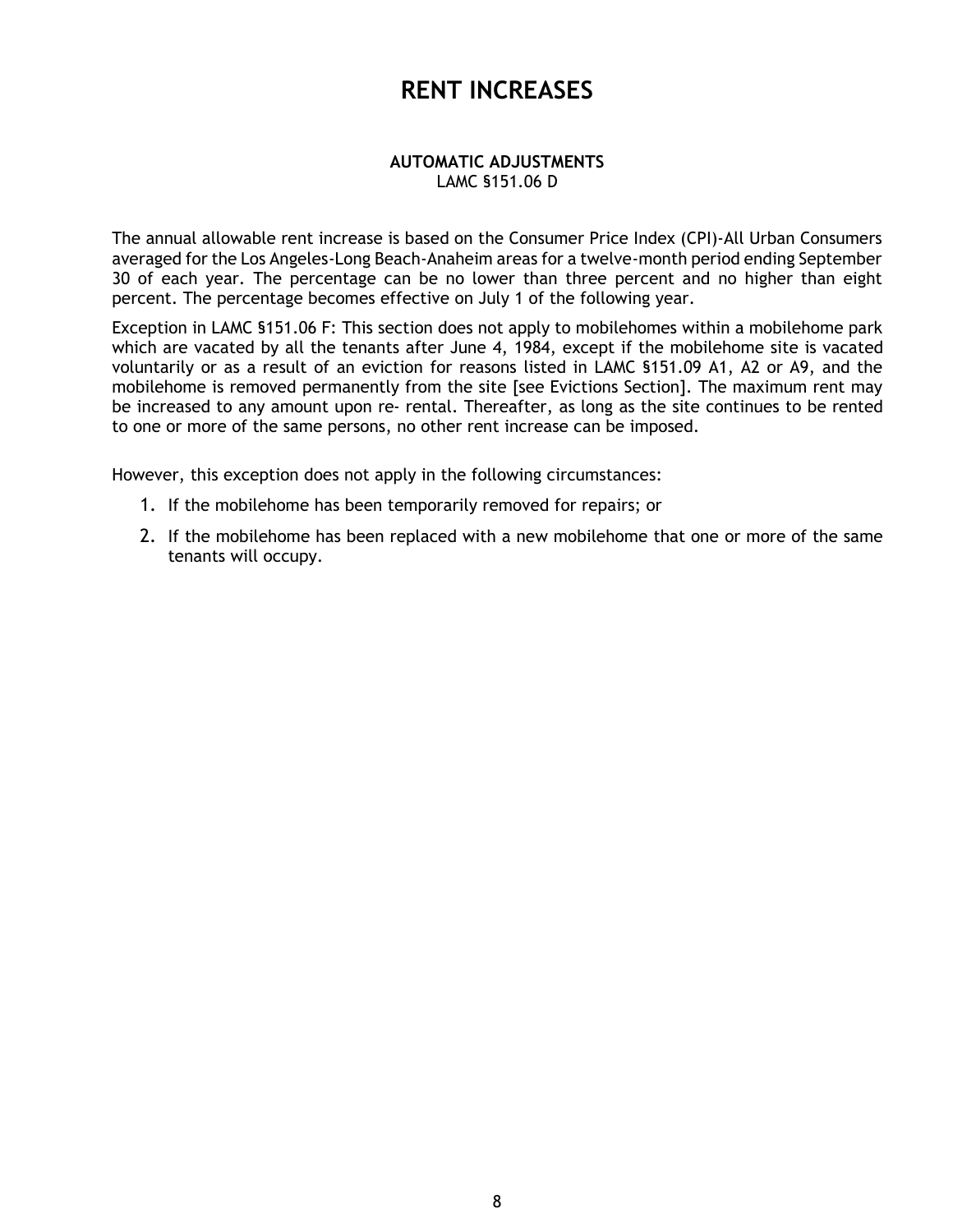# RENT INCREASES

**AUTOMATIC ADJUSTMENTS**
LAMC §151.06 D

The annual allowable rent increase is based on the Consumer Price Index (CPI)-All Urban Consumers averaged for the Los Angeles-Long Beach-Anaheim areas for a twelve-month period ending September 30 of each year. The percentage can be no lower than three percent and no higher than eight percent. The percentage becomes effective on July 1 of the following year.

Exception in LAMC §151.06 F: This section does not apply to mobilehomes within a mobilehome park which are vacated by all the tenants after June 4, 1984, except if the mobilehome site is vacated voluntarily or as a result of an eviction for reasons listed in LAMC §151.09 A1, A2 or A9, and the mobilehome is removed permanently from the site [see Evictions Section]. The maximum rent may be increased to any amount upon re- rental. Thereafter, as long as the site continues to be rented to one or more of the same persons, no other rent increase can be imposed.

However, this exception does not apply in the following circumstances:

1. If the mobilehome has been temporarily removed for repairs; or
2. If the mobilehome has been replaced with a new mobilehome that one or more of the same tenants will occupy.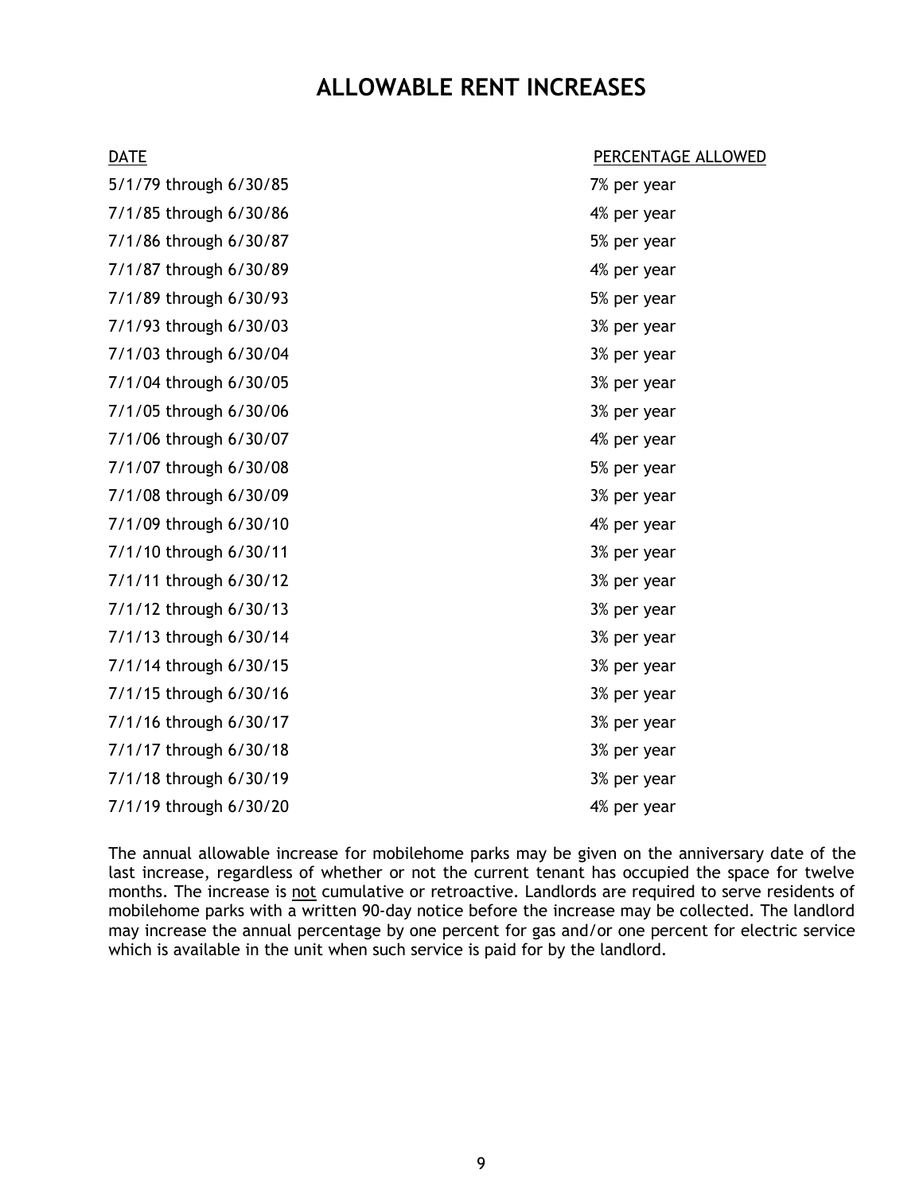# ALLOWABLE RENT INCREASES

| DATE | PERCENTAGE ALLOWED |
|---|---|
| 5/1/79 through 6/30/85 | 7% per year |
| 7/1/85 through 6/30/86 | 4% per year |
| 7/1/86 through 6/30/87 | 5% per year |
| 7/1/87 through 6/30/89 | 4% per year |
| 7/1/89 through 6/30/93 | 5% per year |
| 7/1/93 through 6/30/03 | 3% per year |
| 7/1/03 through 6/30/04 | 3% per year |
| 7/1/04 through 6/30/05 | 3% per year |
| 7/1/05 through 6/30/06 | 3% per year |
| 7/1/06 through 6/30/07 | 4% per year |
| 7/1/07 through 6/30/08 | 5% per year |
| 7/1/08 through 6/30/09 | 3% per year |
| 7/1/09 through 6/30/10 | 4% per year |
| 7/1/10 through 6/30/11 | 3% per year |
| 7/1/11 through 6/30/12 | 3% per year |
| 7/1/12 through 6/30/13 | 3% per year |
| 7/1/13 through 6/30/14 | 3% per year |
| 7/1/14 through 6/30/15 | 3% per year |
| 7/1/15 through 6/30/16 | 3% per year |
| 7/1/16 through 6/30/17 | 3% per year |
| 7/1/17 through 6/30/18 | 3% per year |
| 7/1/18 through 6/30/19 | 3% per year |
| 7/1/19 through 6/30/20 | 4% per year |

The annual allowable increase for mobilehome parks may be given on the anniversary date of the last increase, regardless of whether or not the current tenant has occupied the space for twelve months. The increase is not cumulative or retroactive. Landlords are required to serve residents of mobilehome parks with a written 90-day notice before the increase may be collected. The landlord may increase the annual percentage by one percent for gas and/or one percent for electric service which is available in the unit when such service is paid for by the landlord.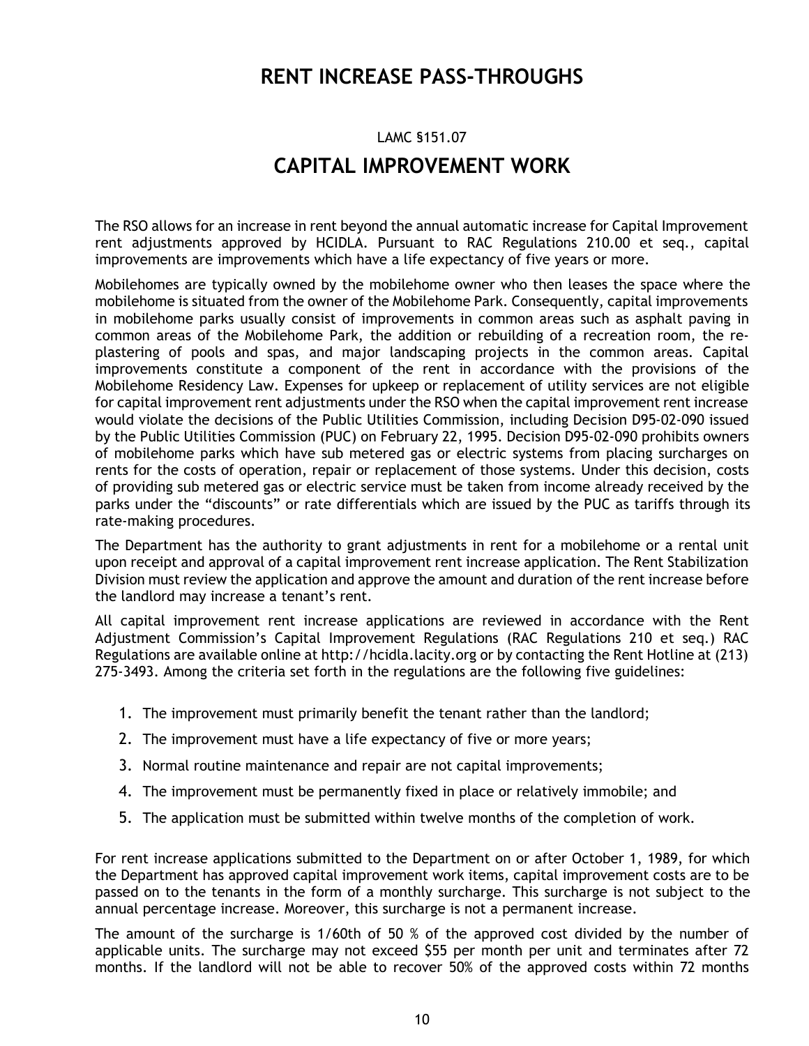# RENT INCREASE PASS-THROUGHS

LAMC §151.07

## CAPITAL IMPROVEMENT WORK

The RSO allows for an increase in rent beyond the annual automatic increase for Capital Improvement rent adjustments approved by HCIDLA. Pursuant to RAC Regulations 210.00 et seq., capital improvements are improvements which have a life expectancy of five years or more.

Mobilehomes are typically owned by the mobilehome owner who then leases the space where the mobilehome is situated from the owner of the Mobilehome Park. Consequently, capital improvements in mobilehome parks usually consist of improvements in common areas such as asphalt paving in common areas of the Mobilehome Park, the addition or rebuilding of a recreation room, the re-plastering of pools and spas, and major landscaping projects in the common areas. Capital improvements constitute a component of the rent in accordance with the provisions of the Mobilehome Residency Law. Expenses for upkeep or replacement of utility services are not eligible for capital improvement rent adjustments under the RSO when the capital improvement rent increase would violate the decisions of the Public Utilities Commission, including Decision D95-02-090 issued by the Public Utilities Commission (PUC) on February 22, 1995. Decision D95-02-090 prohibits owners of mobilehome parks which have sub metered gas or electric systems from placing surcharges on rents for the costs of operation, repair or replacement of those systems. Under this decision, costs of providing sub metered gas or electric service must be taken from income already received by the parks under the "discounts" or rate differentials which are issued by the PUC as tariffs through its rate-making procedures.

The Department has the authority to grant adjustments in rent for a mobilehome or a rental unit upon receipt and approval of a capital improvement rent increase application. The Rent Stabilization Division must review the application and approve the amount and duration of the rent increase before the landlord may increase a tenant's rent.

All capital improvement rent increase applications are reviewed in accordance with the Rent Adjustment Commission's Capital Improvement Regulations (RAC Regulations 210 et seq.) RAC Regulations are available online at http://hcidla.lacity.org or by contacting the Rent Hotline at (213) 275-3493. Among the criteria set forth in the regulations are the following five guidelines:

1. The improvement must primarily benefit the tenant rather than the landlord;
2. The improvement must have a life expectancy of five or more years;
3. Normal routine maintenance and repair are not capital improvements;
4. The improvement must be permanently fixed in place or relatively immobile; and
5. The application must be submitted within twelve months of the completion of work.

For rent increase applications submitted to the Department on or after October 1, 1989, for which the Department has approved capital improvement work items, capital improvement costs are to be passed on to the tenants in the form of a monthly surcharge. This surcharge is not subject to the annual percentage increase. Moreover, this surcharge is not a permanent increase.

The amount of the surcharge is 1/60th of 50 % of the approved cost divided by the number of applicable units. The surcharge may not exceed $55 per month per unit and terminates after 72 months. If the landlord will not be able to recover 50% of the approved costs within 72 months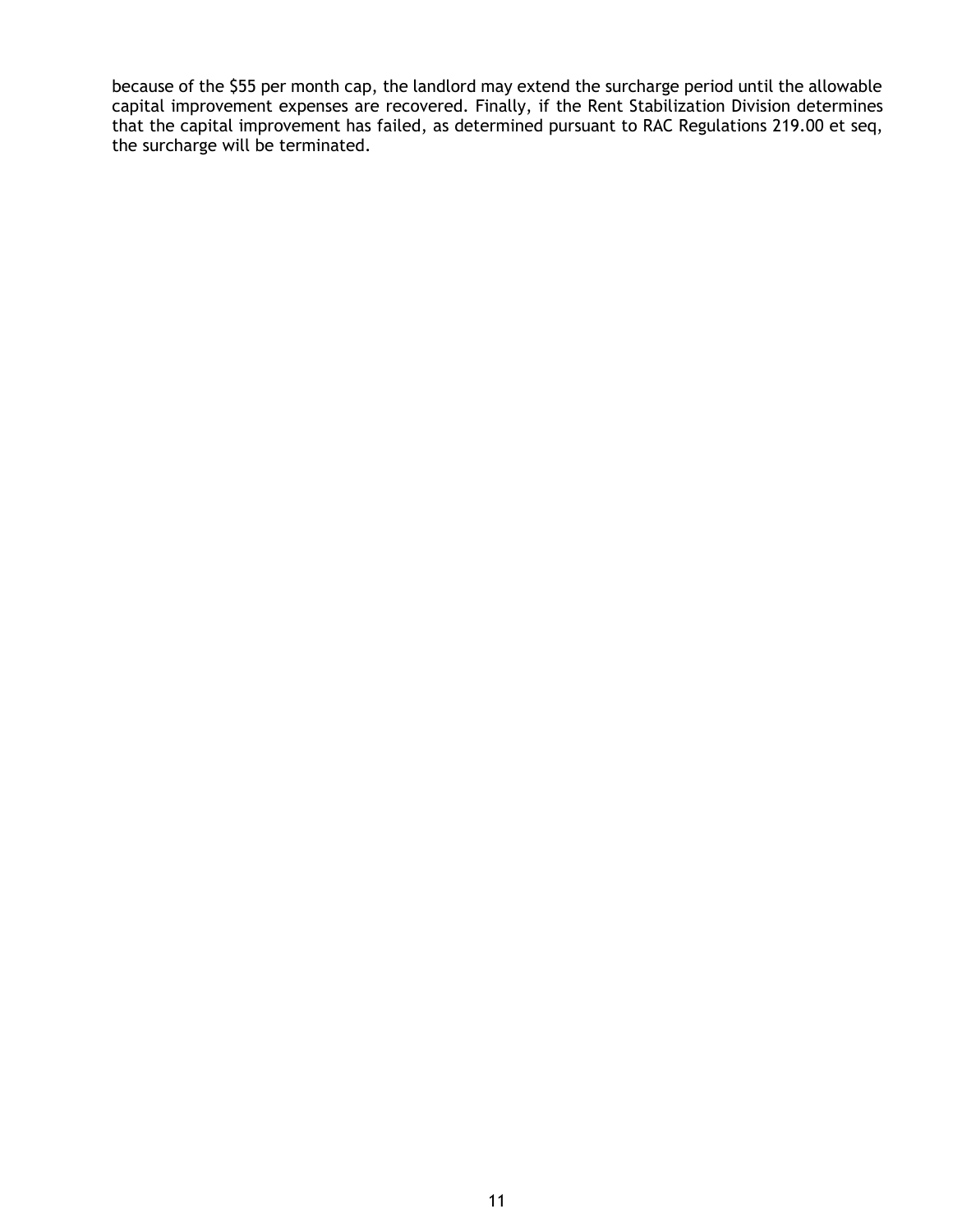because of the $55 per month cap, the landlord may extend the surcharge period until the allowable capital improvement expenses are recovered. Finally, if the Rent Stabilization Division determines that the capital improvement has failed, as determined pursuant to RAC Regulations 219.00 et seq, the surcharge will be terminated.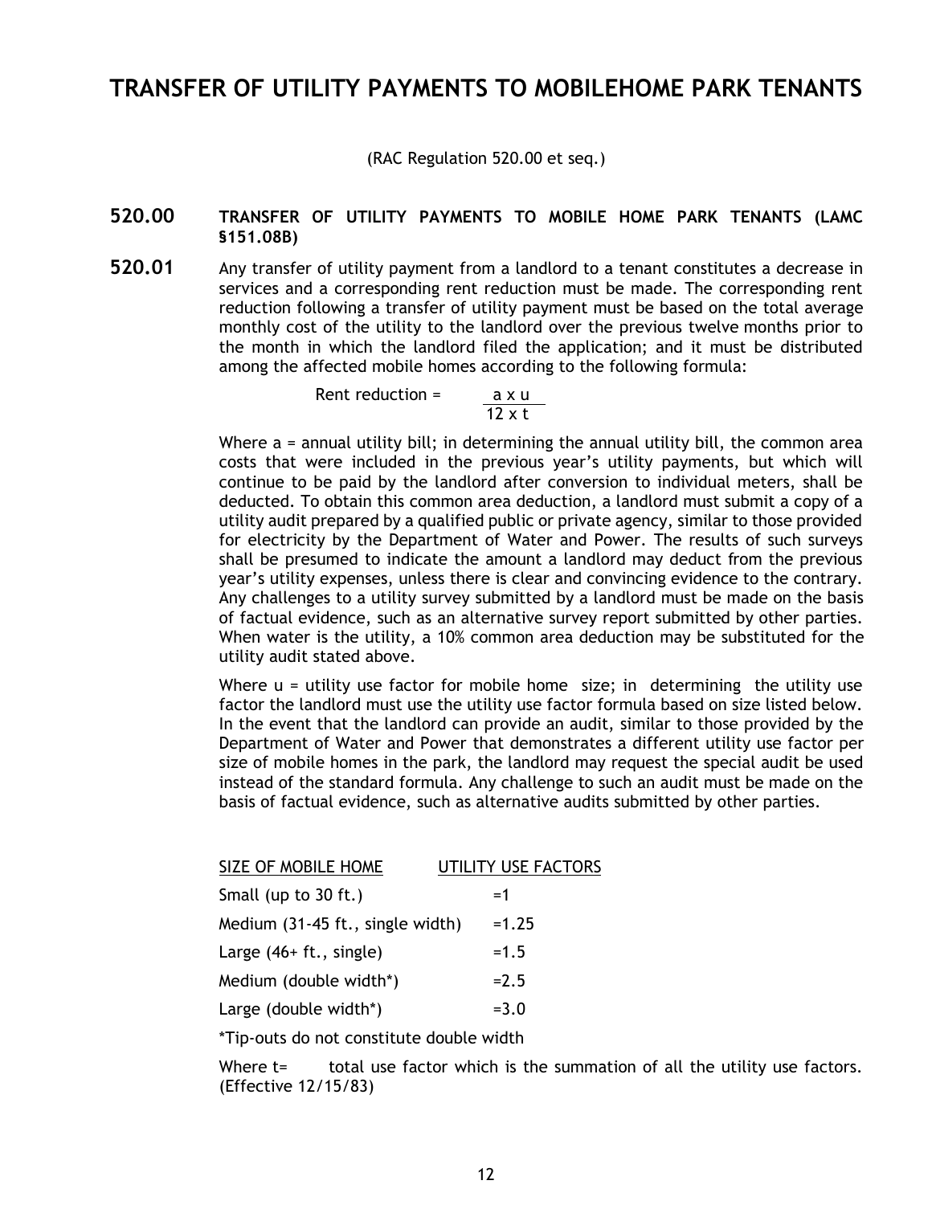# TRANSFER OF UTILITY PAYMENTS TO MOBILEHOME PARK TENANTS

(RAC Regulation 520.00 et seq.)

## 520.00 TRANSFER OF UTILITY PAYMENTS TO MOBILE HOME PARK TENANTS (LAMC §151.08B)

**520.01** Any transfer of utility payment from a landlord to a tenant constitutes a decrease in services and a corresponding rent reduction must be made. The corresponding rent reduction following a transfer of utility payment must be based on the total average monthly cost of the utility to the landlord over the previous twelve months prior to the month in which the landlord filed the application; and it must be distributed among the affected mobile homes according to the following formula:

$$\text{Rent reduction} = \frac{a \times u}{12 \times t}$$

Where a = annual utility bill; in determining the annual utility bill, the common area costs that were included in the previous year's utility payments, but which will continue to be paid by the landlord after conversion to individual meters, shall be deducted. To obtain this common area deduction, a landlord must submit a copy of a utility audit prepared by a qualified public or private agency, similar to those provided for electricity by the Department of Water and Power. The results of such surveys shall be presumed to indicate the amount a landlord may deduct from the previous year's utility expenses, unless there is clear and convincing evidence to the contrary. Any challenges to a utility survey submitted by a landlord must be made on the basis of factual evidence, such as an alternative survey report submitted by other parties. When water is the utility, a 10% common area deduction may be substituted for the utility audit stated above.

Where u = utility use factor for mobile home size; in determining the utility use factor the landlord must use the utility use factor formula based on size listed below. In the event that the landlord can provide an audit, similar to those provided by the Department of Water and Power that demonstrates a different utility use factor per size of mobile homes in the park, the landlord may request the special audit be used instead of the standard formula. Any challenge to such an audit must be made on the basis of factual evidence, such as alternative audits submitted by other parties.

| SIZE OF MOBILE HOME | UTILITY USE FACTORS |
|---|---|
| Small (up to 30 ft.) | =1 |
| Medium (31-45 ft., single width) | =1.25 |
| Large (46+ ft., single) | =1.5 |
| Medium (double width*) | =2.5 |
| Large (double width*) | =3.0 |

*Tip-outs do not constitute double width

Where t= total use factor which is the summation of all the utility use factors. (Effective 12/15/83)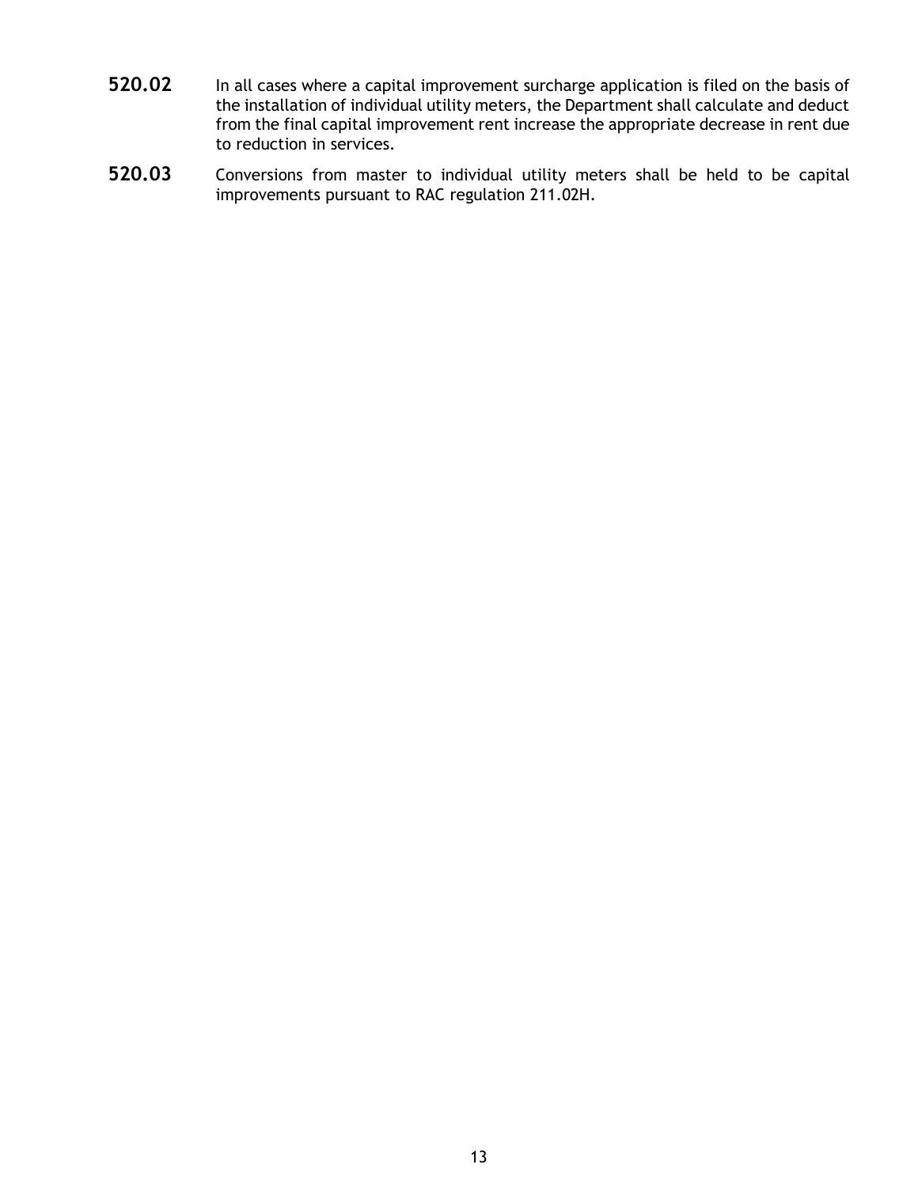**520.02** In all cases where a capital improvement surcharge application is filed on the basis of the installation of individual utility meters, the Department shall calculate and deduct from the final capital improvement rent increase the appropriate decrease in rent due to reduction in services.

**520.03** Conversions from master to individual utility meters shall be held to be capital improvements pursuant to RAC regulation 211.02H.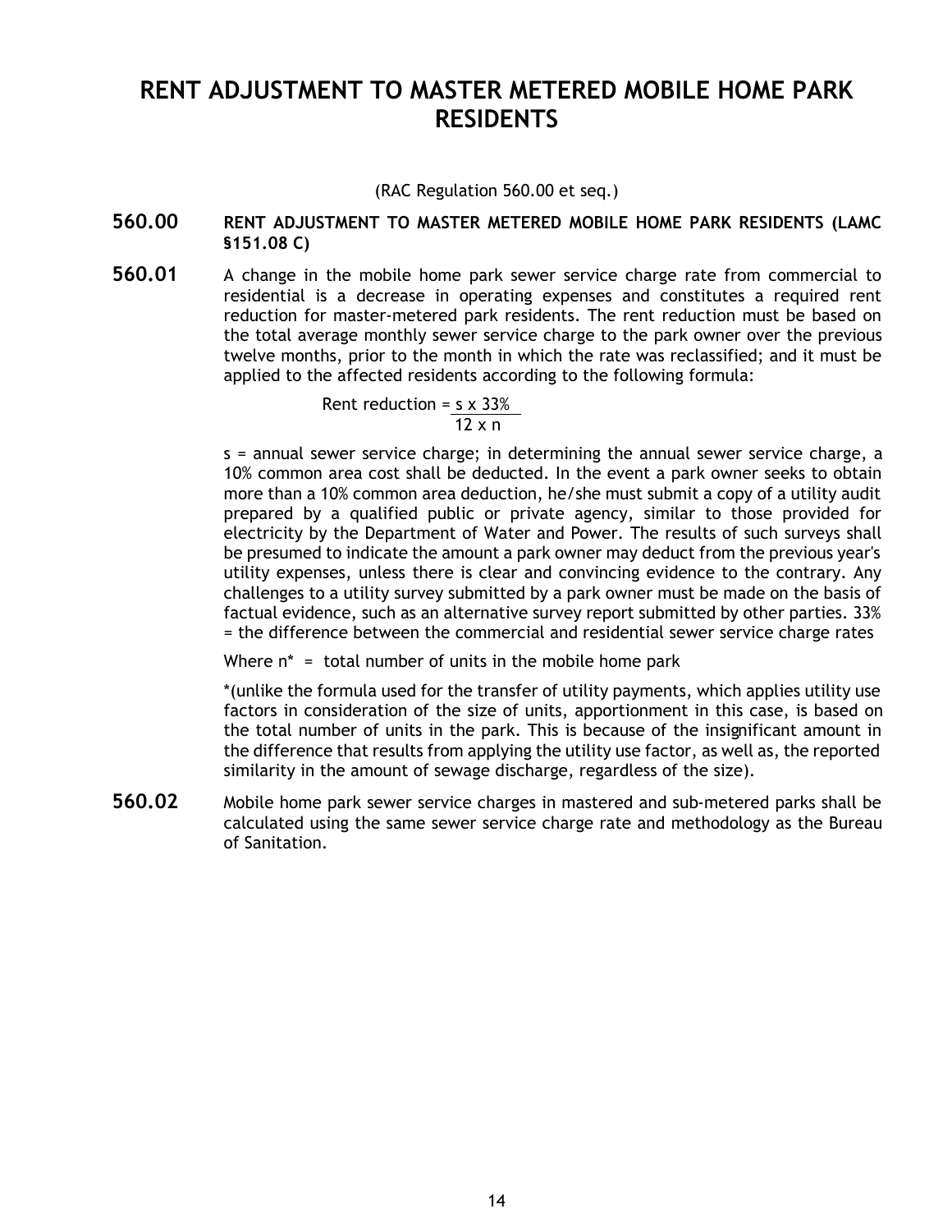# RENT ADJUSTMENT TO MASTER METERED MOBILE HOME PARK RESIDENTS

(RAC Regulation 560.00 et seq.)

**560.00 RENT ADJUSTMENT TO MASTER METERED MOBILE HOME PARK RESIDENTS (LAMC §151.08 C)**

**560.01** A change in the mobile home park sewer service charge rate from commercial to residential is a decrease in operating expenses and constitutes a required rent reduction for master-metered park residents. The rent reduction must be based on the total average monthly sewer service charge to the park owner over the previous twelve months, prior to the month in which the rate was reclassified; and it must be applied to the affected residents according to the following formula:

$$\text{Rent reduction} = \frac{s \times 33\%}{12 \times n}$$

s = annual sewer service charge; in determining the annual sewer service charge, a 10% common area cost shall be deducted. In the event a park owner seeks to obtain more than a 10% common area deduction, he/she must submit a copy of a utility audit prepared by a qualified public or private agency, similar to those provided for electricity by the Department of Water and Power. The results of such surveys shall be presumed to indicate the amount a park owner may deduct from the previous year's utility expenses, unless there is clear and convincing evidence to the contrary. Any challenges to a utility survey submitted by a park owner must be made on the basis of factual evidence, such as an alternative survey report submitted by other parties. 33% = the difference between the commercial and residential sewer service charge rates

Where n* = total number of units in the mobile home park

*(unlike the formula used for the transfer of utility payments, which applies utility use factors in consideration of the size of units, apportionment in this case, is based on the total number of units in the park. This is because of the insignificant amount in the difference that results from applying the utility use factor, as well as, the reported similarity in the amount of sewage discharge, regardless of the size).

**560.02** Mobile home park sewer service charges in mastered and sub-metered parks shall be calculated using the same sewer service charge rate and methodology as the Bureau of Sanitation.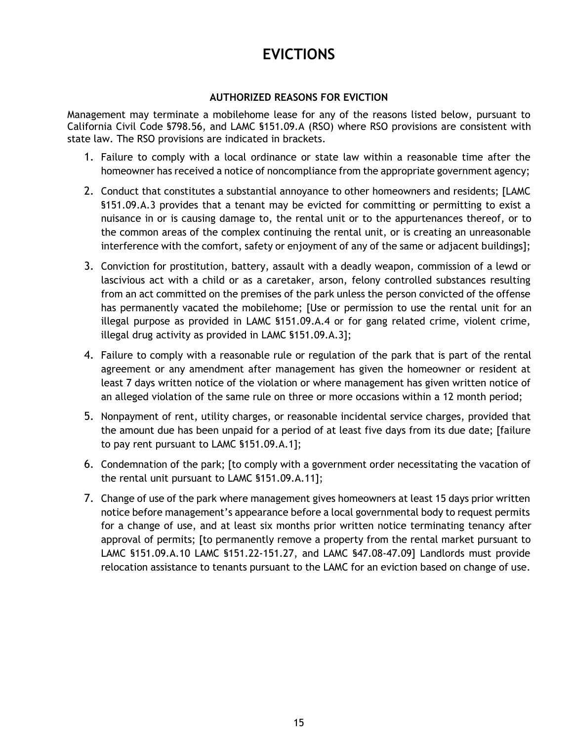# EVICTIONS

### AUTHORIZED REASONS FOR EVICTION

Management may terminate a mobilehome lease for any of the reasons listed below, pursuant to California Civil Code §798.56, and LAMC §151.09.A (RSO) where RSO provisions are consistent with state law. The RSO provisions are indicated in brackets.

1. Failure to comply with a local ordinance or state law within a reasonable time after the homeowner has received a notice of noncompliance from the appropriate government agency;
2. Conduct that constitutes a substantial annoyance to other homeowners and residents; [LAMC §151.09.A.3 provides that a tenant may be evicted for committing or permitting to exist a nuisance in or is causing damage to, the rental unit or to the appurtenances thereof, or to the common areas of the complex continuing the rental unit, or is creating an unreasonable interference with the comfort, safety or enjoyment of any of the same or adjacent buildings];
3. Conviction for prostitution, battery, assault with a deadly weapon, commission of a lewd or lascivious act with a child or as a caretaker, arson, felony controlled substances resulting from an act committed on the premises of the park unless the person convicted of the offense has permanently vacated the mobilehome; [Use or permission to use the rental unit for an illegal purpose as provided in LAMC §151.09.A.4 or for gang related crime, violent crime, illegal drug activity as provided in LAMC §151.09.A.3];
4. Failure to comply with a reasonable rule or regulation of the park that is part of the rental agreement or any amendment after management has given the homeowner or resident at least 7 days written notice of the violation or where management has given written notice of an alleged violation of the same rule on three or more occasions within a 12 month period;
5. Nonpayment of rent, utility charges, or reasonable incidental service charges, provided that the amount due has been unpaid for a period of at least five days from its due date; [failure to pay rent pursuant to LAMC §151.09.A.1];
6. Condemnation of the park; [to comply with a government order necessitating the vacation of the rental unit pursuant to LAMC §151.09.A.11];
7. Change of use of the park where management gives homeowners at least 15 days prior written notice before management's appearance before a local governmental body to request permits for a change of use, and at least six months prior written notice terminating tenancy after approval of permits; [to permanently remove a property from the rental market pursuant to LAMC §151.09.A.10 LAMC §151.22-151.27, and LAMC §47.08-47.09] Landlords must provide relocation assistance to tenants pursuant to the LAMC for an eviction based on change of use.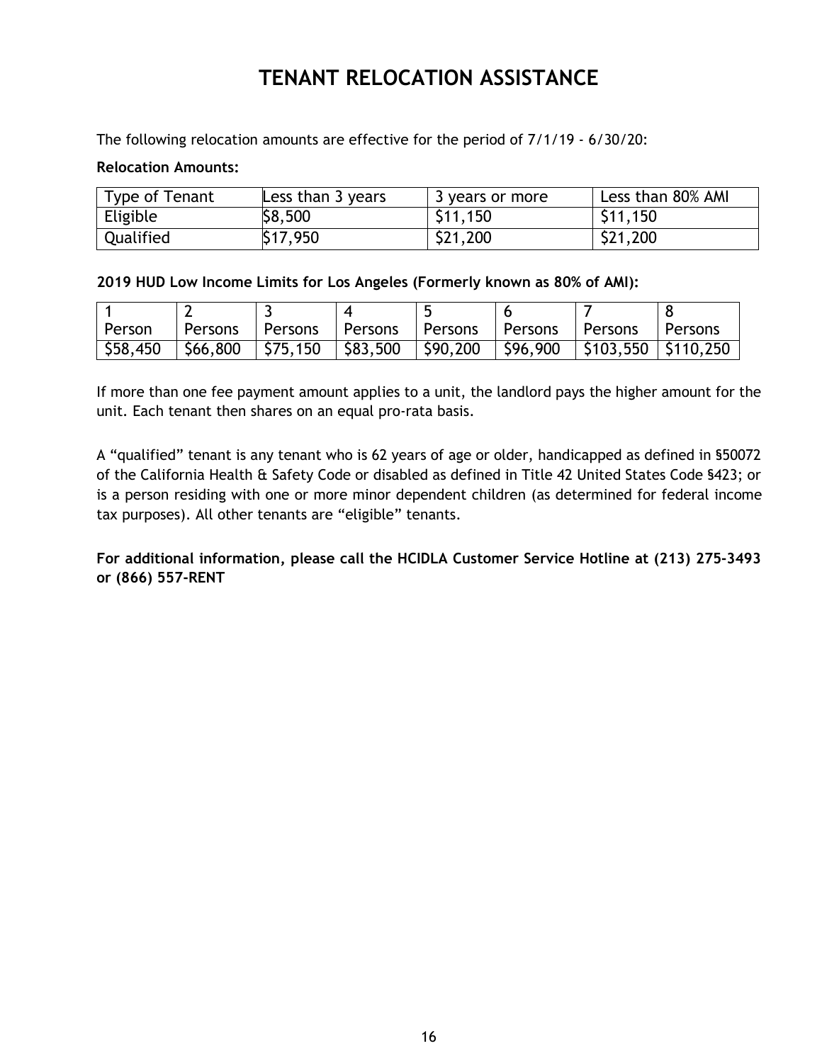# TENANT RELOCATION ASSISTANCE

The following relocation amounts are effective for the period of 7/1/19 - 6/30/20:

**Relocation Amounts:**

| Type of Tenant | Less than 3 years | 3 years or more | Less than 80% AMI |
|---|---|---|---|
| Eligible | $8,500 | $11,150 | $11,150 |
| Qualified | $17,950 | $21,200 | $21,200 |

**2019 HUD Low Income Limits for Los Angeles (Formerly known as 80% of AMI):**

| 1 Person | 2 Persons | 3 Persons | 4 Persons | 5 Persons | 6 Persons | 7 Persons | 8 Persons |
|---|---|---|---|---|---|---|---|
| $58,450 | $66,800 | $75,150 | $83,500 | $90,200 | $96,900 | $103,550 | $110,250 |

If more than one fee payment amount applies to a unit, the landlord pays the higher amount for the unit. Each tenant then shares on an equal pro-rata basis.

A "qualified" tenant is any tenant who is 62 years of age or older, handicapped as defined in §50072 of the California Health & Safety Code or disabled as defined in Title 42 United States Code §423; or is a person residing with one or more minor dependent children (as determined for federal income tax purposes). All other tenants are "eligible" tenants.

**For additional information, please call the HCIDLA Customer Service Hotline at (213) 275-3493 or (866) 557-RENT**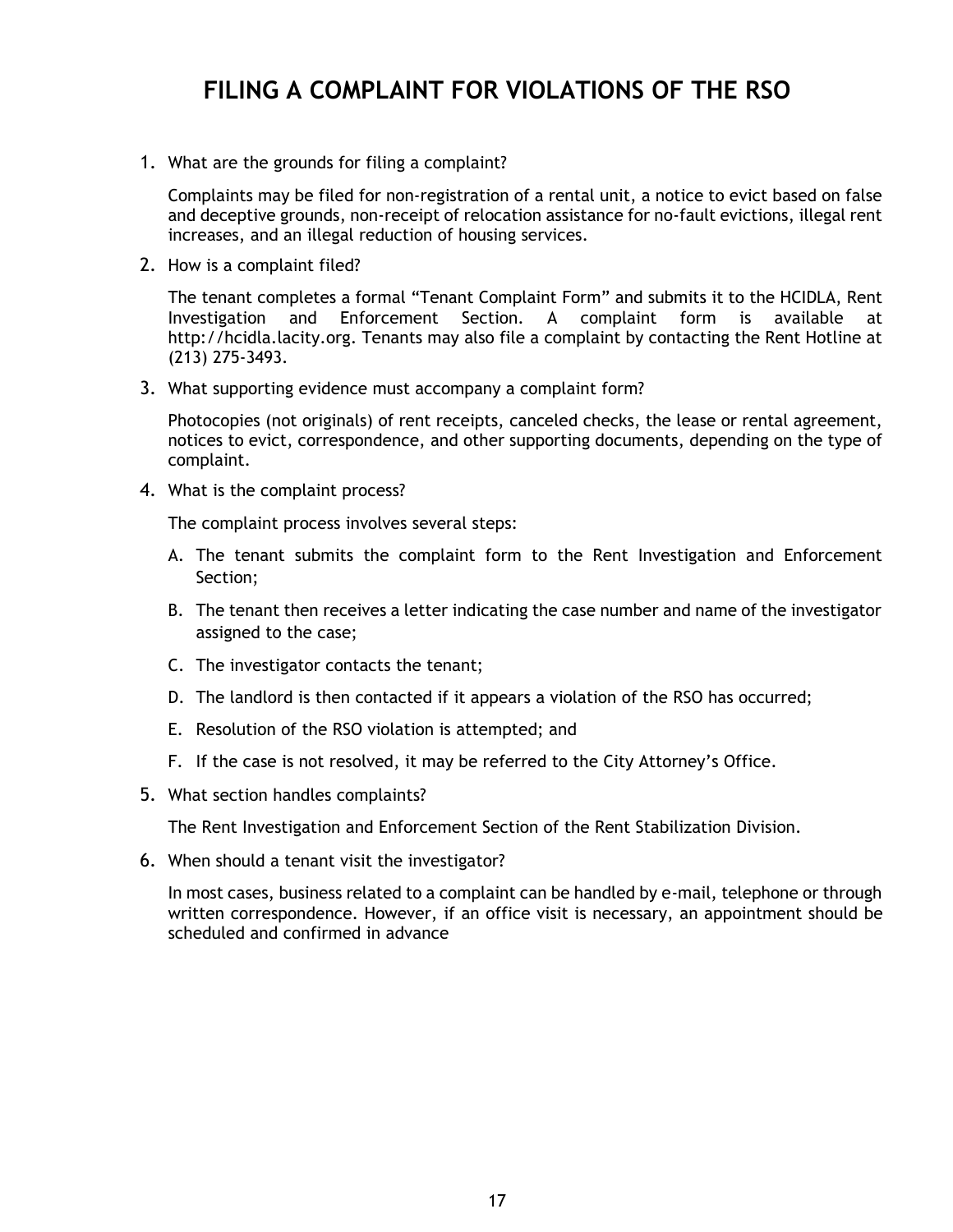# FILING A COMPLAINT FOR VIOLATIONS OF THE RSO

1. What are the grounds for filing a complaint?

   Complaints may be filed for non-registration of a rental unit, a notice to evict based on false and deceptive grounds, non-receipt of relocation assistance for no-fault evictions, illegal rent increases, and an illegal reduction of housing services.

2. How is a complaint filed?

   The tenant completes a formal "Tenant Complaint Form" and submits it to the HCIDLA, Rent Investigation and Enforcement Section. A complaint form is available at http://hcidla.lacity.org. Tenants may also file a complaint by contacting the Rent Hotline at (213) 275-3493.

3. What supporting evidence must accompany a complaint form?

   Photocopies (not originals) of rent receipts, canceled checks, the lease or rental agreement, notices to evict, correspondence, and other supporting documents, depending on the type of complaint.

4. What is the complaint process?

   The complaint process involves several steps:

   A. The tenant submits the complaint form to the Rent Investigation and Enforcement Section;

   B. The tenant then receives a letter indicating the case number and name of the investigator assigned to the case;

   C. The investigator contacts the tenant;

   D. The landlord is then contacted if it appears a violation of the RSO has occurred;

   E. Resolution of the RSO violation is attempted; and

   F. If the case is not resolved, it may be referred to the City Attorney's Office.

5. What section handles complaints?

   The Rent Investigation and Enforcement Section of the Rent Stabilization Division.

6. When should a tenant visit the investigator?

   In most cases, business related to a complaint can be handled by e-mail, telephone or through written correspondence. However, if an office visit is necessary, an appointment should be scheduled and confirmed in advance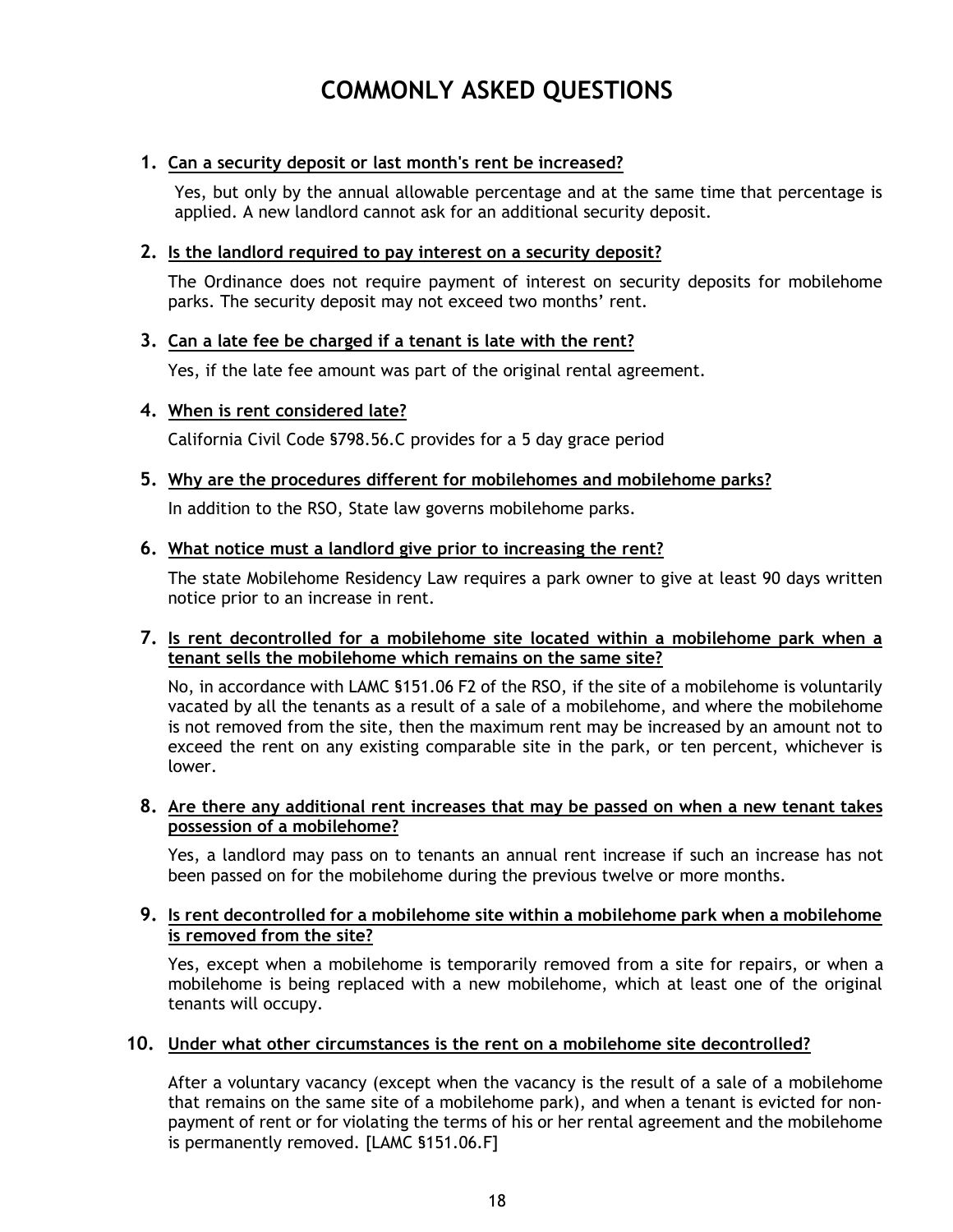# COMMONLY ASKED QUESTIONS

1. **Can a security deposit or last month's rent be increased?**

   Yes, but only by the annual allowable percentage and at the same time that percentage is applied. A new landlord cannot ask for an additional security deposit.

2. **Is the landlord required to pay interest on a security deposit?**

   The Ordinance does not require payment of interest on security deposits for mobilehome parks. The security deposit may not exceed two months' rent.

3. **Can a late fee be charged if a tenant is late with the rent?**

   Yes, if the late fee amount was part of the original rental agreement.

4. **When is rent considered late?**

   California Civil Code §798.56.C provides for a 5 day grace period

5. **Why are the procedures different for mobilehomes and mobilehome parks?**

   In addition to the RSO, State law governs mobilehome parks.

6. **What notice must a landlord give prior to increasing the rent?**

   The state Mobilehome Residency Law requires a park owner to give at least 90 days written notice prior to an increase in rent.

7. **Is rent decontrolled for a mobilehome site located within a mobilehome park when a tenant sells the mobilehome which remains on the same site?**

   No, in accordance with LAMC §151.06 F2 of the RSO, if the site of a mobilehome is voluntarily vacated by all the tenants as a result of a sale of a mobilehome, and where the mobilehome is not removed from the site, then the maximum rent may be increased by an amount not to exceed the rent on any existing comparable site in the park, or ten percent, whichever is lower.

8. **Are there any additional rent increases that may be passed on when a new tenant takes possession of a mobilehome?**

   Yes, a landlord may pass on to tenants an annual rent increase if such an increase has not been passed on for the mobilehome during the previous twelve or more months.

9. **Is rent decontrolled for a mobilehome site within a mobilehome park when a mobilehome is removed from the site?**

   Yes, except when a mobilehome is temporarily removed from a site for repairs, or when a mobilehome is being replaced with a new mobilehome, which at least one of the original tenants will occupy.

10. **Under what other circumstances is the rent on a mobilehome site decontrolled?**

    After a voluntary vacancy (except when the vacancy is the result of a sale of a mobilehome that remains on the same site of a mobilehome park), and when a tenant is evicted for non-payment of rent or for violating the terms of his or her rental agreement and the mobilehome is permanently removed. [LAMC §151.06.F]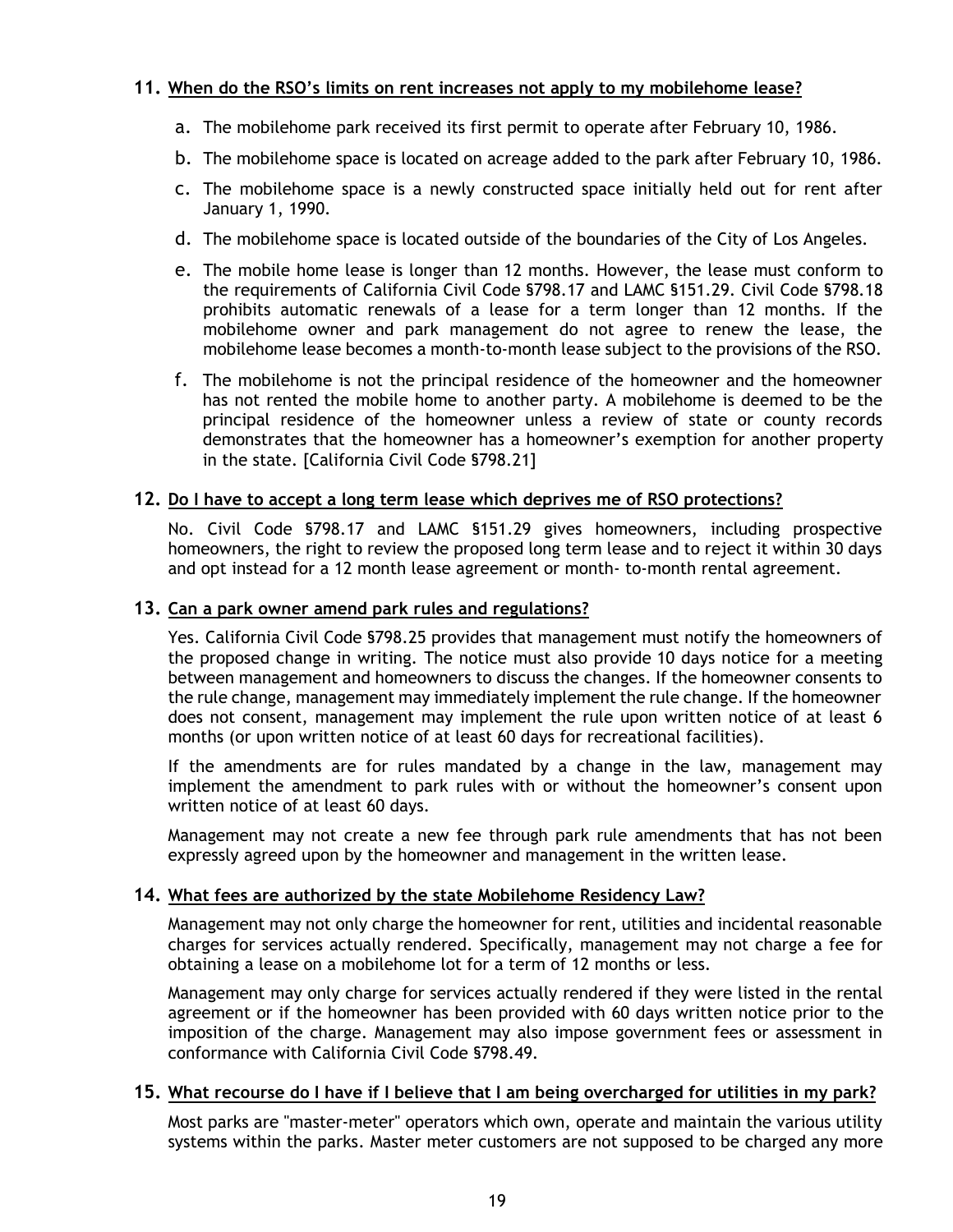**11. <u>When do the RSO's limits on rent increases not apply to my mobilehome lease?</u>**

a. The mobilehome park received its first permit to operate after February 10, 1986.

b. The mobilehome space is located on acreage added to the park after February 10, 1986.

c. The mobilehome space is a newly constructed space initially held out for rent after January 1, 1990.

d. The mobilehome space is located outside of the boundaries of the City of Los Angeles.

e. The mobile home lease is longer than 12 months. However, the lease must conform to the requirements of California Civil Code §798.17 and LAMC §151.29. Civil Code §798.18 prohibits automatic renewals of a lease for a term longer than 12 months. If the mobilehome owner and park management do not agree to renew the lease, the mobilehome lease becomes a month-to-month lease subject to the provisions of the RSO.

f. The mobilehome is not the principal residence of the homeowner and the homeowner has not rented the mobile home to another party. A mobilehome is deemed to be the principal residence of the homeowner unless a review of state or county records demonstrates that the homeowner has a homeowner's exemption for another property in the state. [California Civil Code §798.21]

**12. <u>Do I have to accept a long term lease which deprives me of RSO protections?</u>**

No. Civil Code §798.17 and LAMC §151.29 gives homeowners, including prospective homeowners, the right to review the proposed long term lease and to reject it within 30 days and opt instead for a 12 month lease agreement or month- to-month rental agreement.

**13. <u>Can a park owner amend park rules and regulations?</u>**

Yes. California Civil Code §798.25 provides that management must notify the homeowners of the proposed change in writing. The notice must also provide 10 days notice for a meeting between management and homeowners to discuss the changes. If the homeowner consents to the rule change, management may immediately implement the rule change. If the homeowner does not consent, management may implement the rule upon written notice of at least 6 months (or upon written notice of at least 60 days for recreational facilities).

If the amendments are for rules mandated by a change in the law, management may implement the amendment to park rules with or without the homeowner's consent upon written notice of at least 60 days.

Management may not create a new fee through park rule amendments that has not been expressly agreed upon by the homeowner and management in the written lease.

**14. <u>What fees are authorized by the state Mobilehome Residency Law?</u>**

Management may not only charge the homeowner for rent, utilities and incidental reasonable charges for services actually rendered. Specifically, management may not charge a fee for obtaining a lease on a mobilehome lot for a term of 12 months or less.

Management may only charge for services actually rendered if they were listed in the rental agreement or if the homeowner has been provided with 60 days written notice prior to the imposition of the charge. Management may also impose government fees or assessment in conformance with California Civil Code §798.49.

**15. <u>What recourse do I have if I believe that I am being overcharged for utilities in my park?</u>**

Most parks are "master-meter" operators which own, operate and maintain the various utility systems within the parks. Master meter customers are not supposed to be charged any more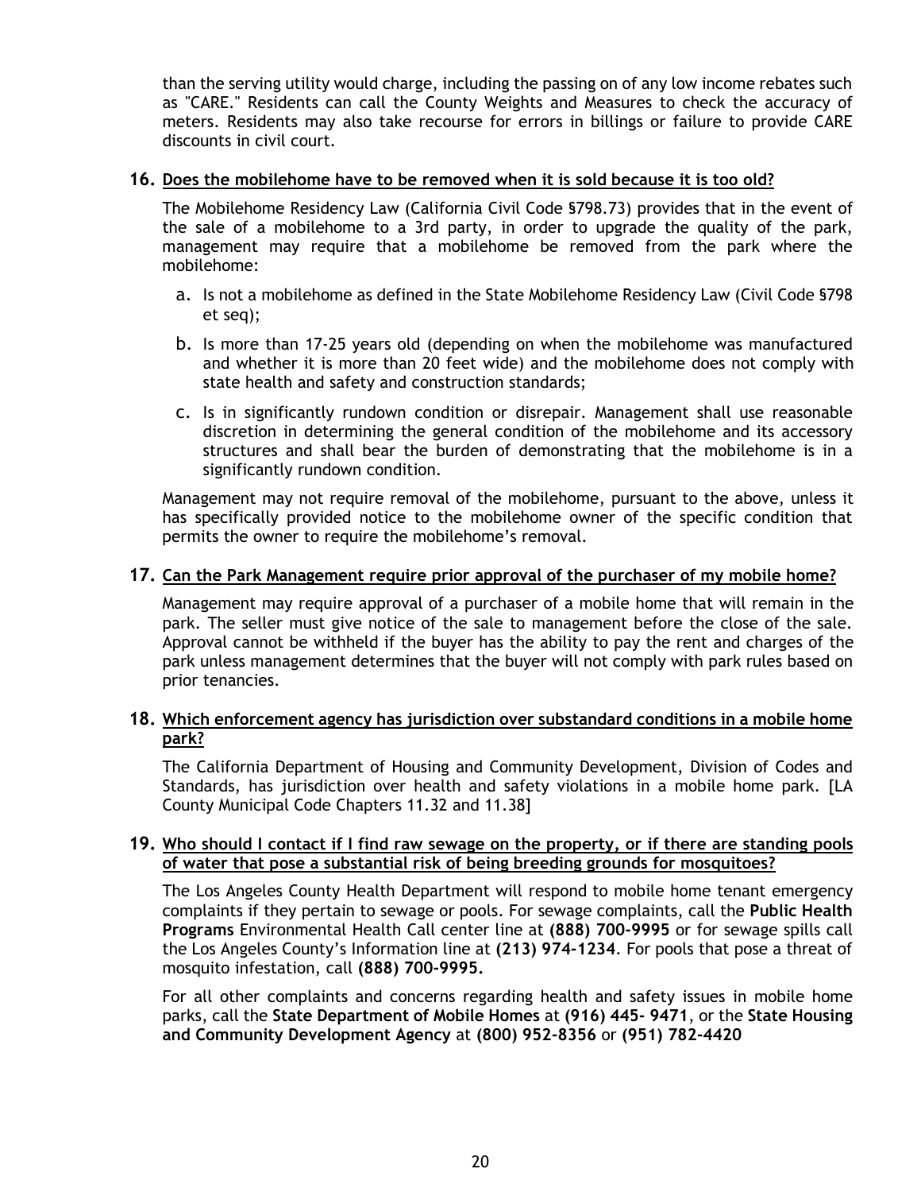than the serving utility would charge, including the passing on of any low income rebates such as "CARE." Residents can call the County Weights and Measures to check the accuracy of meters. Residents may also take recourse for errors in billings or failure to provide CARE discounts in civil court.

**16. Does the mobilehome have to be removed when it is sold because it is too old?**

The Mobilehome Residency Law (California Civil Code §798.73) provides that in the event of the sale of a mobilehome to a 3rd party, in order to upgrade the quality of the park, management may require that a mobilehome be removed from the park where the mobilehome:

a. Is not a mobilehome as defined in the State Mobilehome Residency Law (Civil Code §798 et seq);

b. Is more than 17-25 years old (depending on when the mobilehome was manufactured and whether it is more than 20 feet wide) and the mobilehome does not comply with state health and safety and construction standards;

c. Is in significantly rundown condition or disrepair. Management shall use reasonable discretion in determining the general condition of the mobilehome and its accessory structures and shall bear the burden of demonstrating that the mobilehome is in a significantly rundown condition.

Management may not require removal of the mobilehome, pursuant to the above, unless it has specifically provided notice to the mobilehome owner of the specific condition that permits the owner to require the mobilehome's removal.

**17. Can the Park Management require prior approval of the purchaser of my mobile home?**

Management may require approval of a purchaser of a mobile home that will remain in the park. The seller must give notice of the sale to management before the close of the sale. Approval cannot be withheld if the buyer has the ability to pay the rent and charges of the park unless management determines that the buyer will not comply with park rules based on prior tenancies.

**18. Which enforcement agency has jurisdiction over substandard conditions in a mobile home park?**

The California Department of Housing and Community Development, Division of Codes and Standards, has jurisdiction over health and safety violations in a mobile home park. [LA County Municipal Code Chapters 11.32 and 11.38]

**19. Who should I contact if I find raw sewage on the property, or if there are standing pools of water that pose a substantial risk of being breeding grounds for mosquitoes?**

The Los Angeles County Health Department will respond to mobile home tenant emergency complaints if they pertain to sewage or pools. For sewage complaints, call the **Public Health Programs** Environmental Health Call center line at **(888) 700-9995** or for sewage spills call the Los Angeles County's Information line at **(213) 974-1234**. For pools that pose a threat of mosquito infestation, call **(888) 700-9995.**

For all other complaints and concerns regarding health and safety issues in mobile home parks, call the **State Department of Mobile Homes** at **(916) 445- 9471**, or the **State Housing and Community Development Agency** at **(800) 952-8356** or **(951) 782-4420**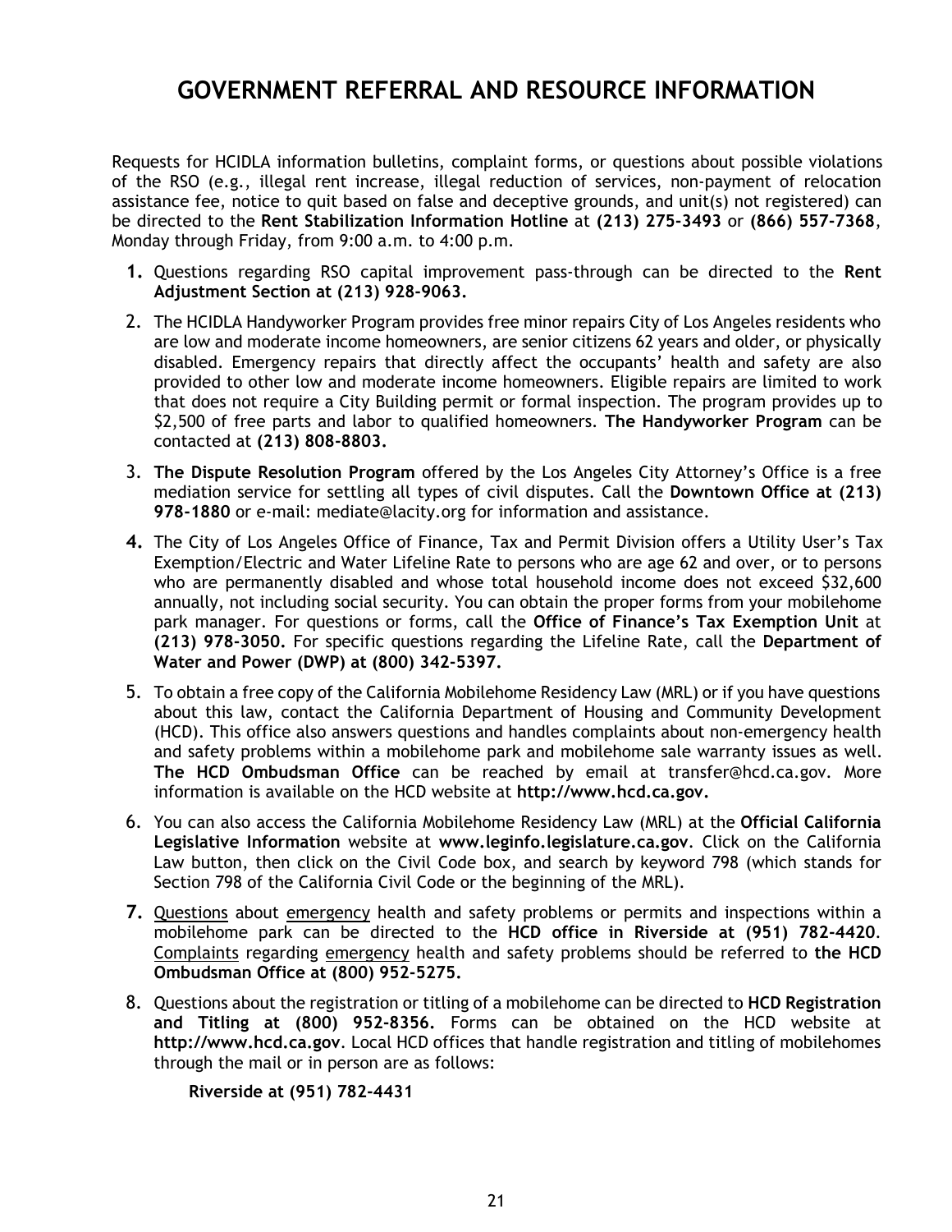# GOVERNMENT REFERRAL AND RESOURCE INFORMATION

Requests for HCIDLA information bulletins, complaint forms, or questions about possible violations of the RSO (e.g., illegal rent increase, illegal reduction of services, non-payment of relocation assistance fee, notice to quit based on false and deceptive grounds, and unit(s) not registered) can be directed to the **Rent Stabilization Information Hotline** at **(213) 275-3493** or **(866) 557-7368**, Monday through Friday, from 9:00 a.m. to 4:00 p.m.

1. Questions regarding RSO capital improvement pass-through can be directed to the **Rent Adjustment Section at (213) 928-9063.**
2. The HCIDLA Handyworker Program provides free minor repairs City of Los Angeles residents who are low and moderate income homeowners, are senior citizens 62 years and older, or physically disabled. Emergency repairs that directly affect the occupants' health and safety are also provided to other low and moderate income homeowners. Eligible repairs are limited to work that does not require a City Building permit or formal inspection. The program provides up to $2,500 of free parts and labor to qualified homeowners. **The Handyworker Program** can be contacted at **(213) 808-8803.**
3. **The Dispute Resolution Program** offered by the Los Angeles City Attorney's Office is a free mediation service for settling all types of civil disputes. Call the **Downtown Office at (213) 978-1880** or e-mail: mediate@lacity.org for information and assistance.
4. The City of Los Angeles Office of Finance, Tax and Permit Division offers a Utility User's Tax Exemption/Electric and Water Lifeline Rate to persons who are age 62 and over, or to persons who are permanently disabled and whose total household income does not exceed $32,600 annually, not including social security. You can obtain the proper forms from your mobilehome park manager. For questions or forms, call the **Office of Finance's Tax Exemption Unit** at **(213) 978-3050.** For specific questions regarding the Lifeline Rate, call the **Department of Water and Power (DWP) at (800) 342-5397.**
5. To obtain a free copy of the California Mobilehome Residency Law (MRL) or if you have questions about this law, contact the California Department of Housing and Community Development (HCD). This office also answers questions and handles complaints about non-emergency health and safety problems within a mobilehome park and mobilehome sale warranty issues as well. **The HCD Ombudsman Office** can be reached by email at transfer@hcd.ca.gov. More information is available on the HCD website at **http://www.hcd.ca.gov.**
6. You can also access the California Mobilehome Residency Law (MRL) at the **Official California Legislative Information** website at **www.leginfo.legislature.ca.gov**. Click on the California Law button, then click on the Civil Code box, and search by keyword 798 (which stands for Section 798 of the California Civil Code or the beginning of the MRL).
7. Questions about emergency health and safety problems or permits and inspections within a mobilehome park can be directed to the **HCD office in Riverside at (951) 782-4420**. Complaints regarding emergency health and safety problems should be referred to **the HCD Ombudsman Office at (800) 952-5275.**
8. Questions about the registration or titling of a mobilehome can be directed to **HCD Registration and Titling at (800) 952-8356.** Forms can be obtained on the HCD website at **http://www.hcd.ca.gov**. Local HCD offices that handle registration and titling of mobilehomes through the mail or in person are as follows:

   **Riverside at (951) 782-4431**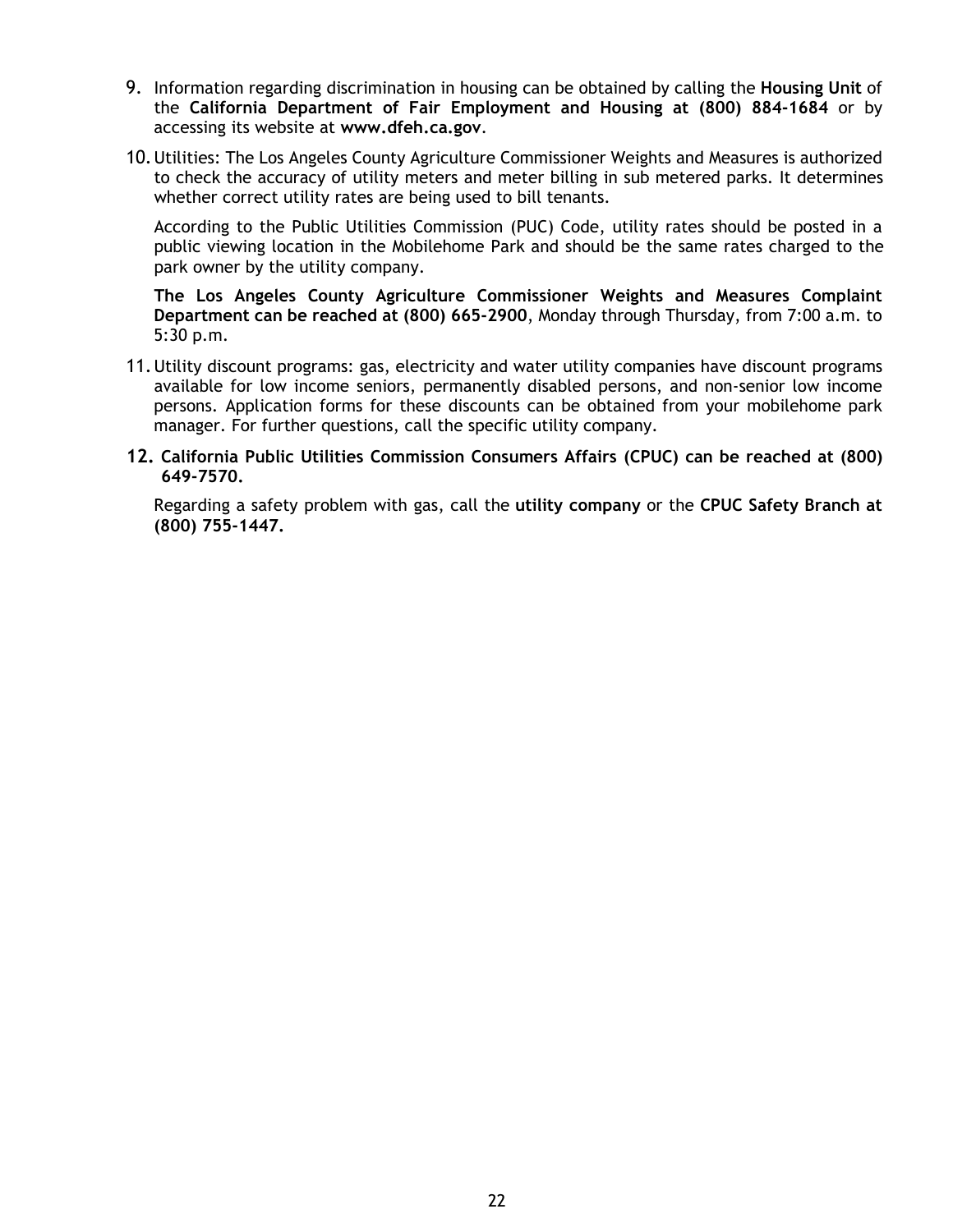9. Information regarding discrimination in housing can be obtained by calling the **Housing Unit** of the **California Department of Fair Employment and Housing at (800) 884-1684** or by accessing its website at **www.dfeh.ca.gov**.

10. Utilities: The Los Angeles County Agriculture Commissioner Weights and Measures is authorized to check the accuracy of utility meters and meter billing in sub metered parks. It determines whether correct utility rates are being used to bill tenants.

    According to the Public Utilities Commission (PUC) Code, utility rates should be posted in a public viewing location in the Mobilehome Park and should be the same rates charged to the park owner by the utility company.

    **The Los Angeles County Agriculture Commissioner Weights and Measures Complaint Department can be reached at (800) 665-2900**, Monday through Thursday, from 7:00 a.m. to 5:30 p.m.

11. Utility discount programs: gas, electricity and water utility companies have discount programs available for low income seniors, permanently disabled persons, and non-senior low income persons. Application forms for these discounts can be obtained from your mobilehome park manager. For further questions, call the specific utility company.

12. **California Public Utilities Commission Consumers Affairs (CPUC) can be reached at (800) 649-7570.**

    Regarding a safety problem with gas, call the **utility company** or the **CPUC Safety Branch at (800) 755-1447.**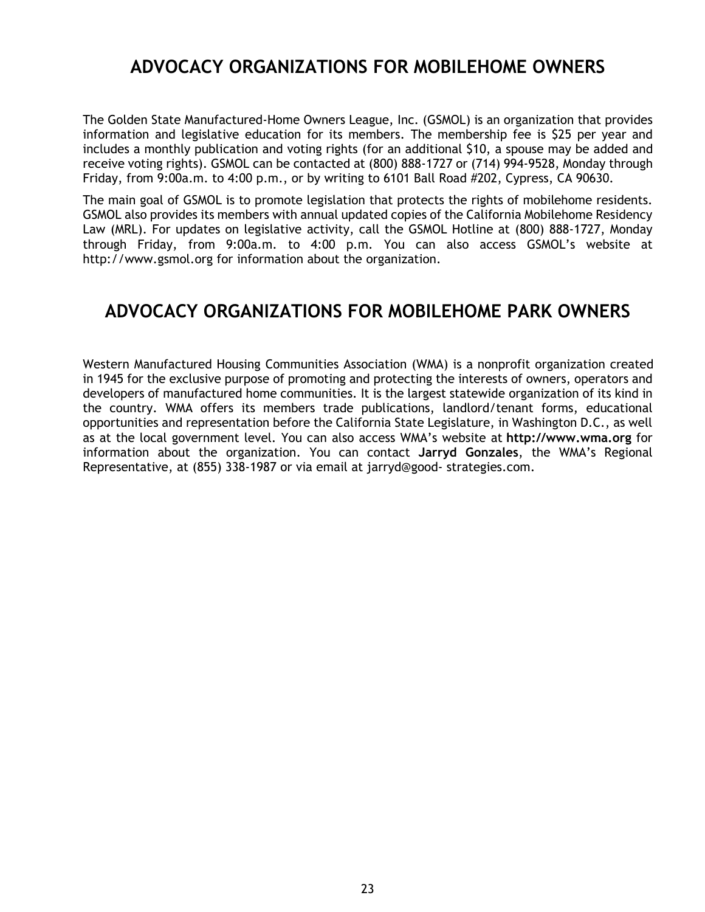## ADVOCACY ORGANIZATIONS FOR MOBILEHOME OWNERS

The Golden State Manufactured-Home Owners League, Inc. (GSMOL) is an organization that provides information and legislative education for its members. The membership fee is $25 per year and includes a monthly publication and voting rights (for an additional $10, a spouse may be added and receive voting rights). GSMOL can be contacted at (800) 888-1727 or (714) 994-9528, Monday through Friday, from 9:00a.m. to 4:00 p.m., or by writing to 6101 Ball Road #202, Cypress, CA 90630.

The main goal of GSMOL is to promote legislation that protects the rights of mobilehome residents. GSMOL also provides its members with annual updated copies of the California Mobilehome Residency Law (MRL). For updates on legislative activity, call the GSMOL Hotline at (800) 888-1727, Monday through Friday, from 9:00a.m. to 4:00 p.m. You can also access GSMOL's website at http://www.gsmol.org for information about the organization.

## ADVOCACY ORGANIZATIONS FOR MOBILEHOME PARK OWNERS

Western Manufactured Housing Communities Association (WMA) is a nonprofit organization created in 1945 for the exclusive purpose of promoting and protecting the interests of owners, operators and developers of manufactured home communities. It is the largest statewide organization of its kind in the country. WMA offers its members trade publications, landlord/tenant forms, educational opportunities and representation before the California State Legislature, in Washington D.C., as well as at the local government level. You can also access WMA's website at **http://www.wma.org** for information about the organization. You can contact **Jarryd Gonzales**, the WMA's Regional Representative, at (855) 338-1987 or via email at jarryd@good- strategies.com.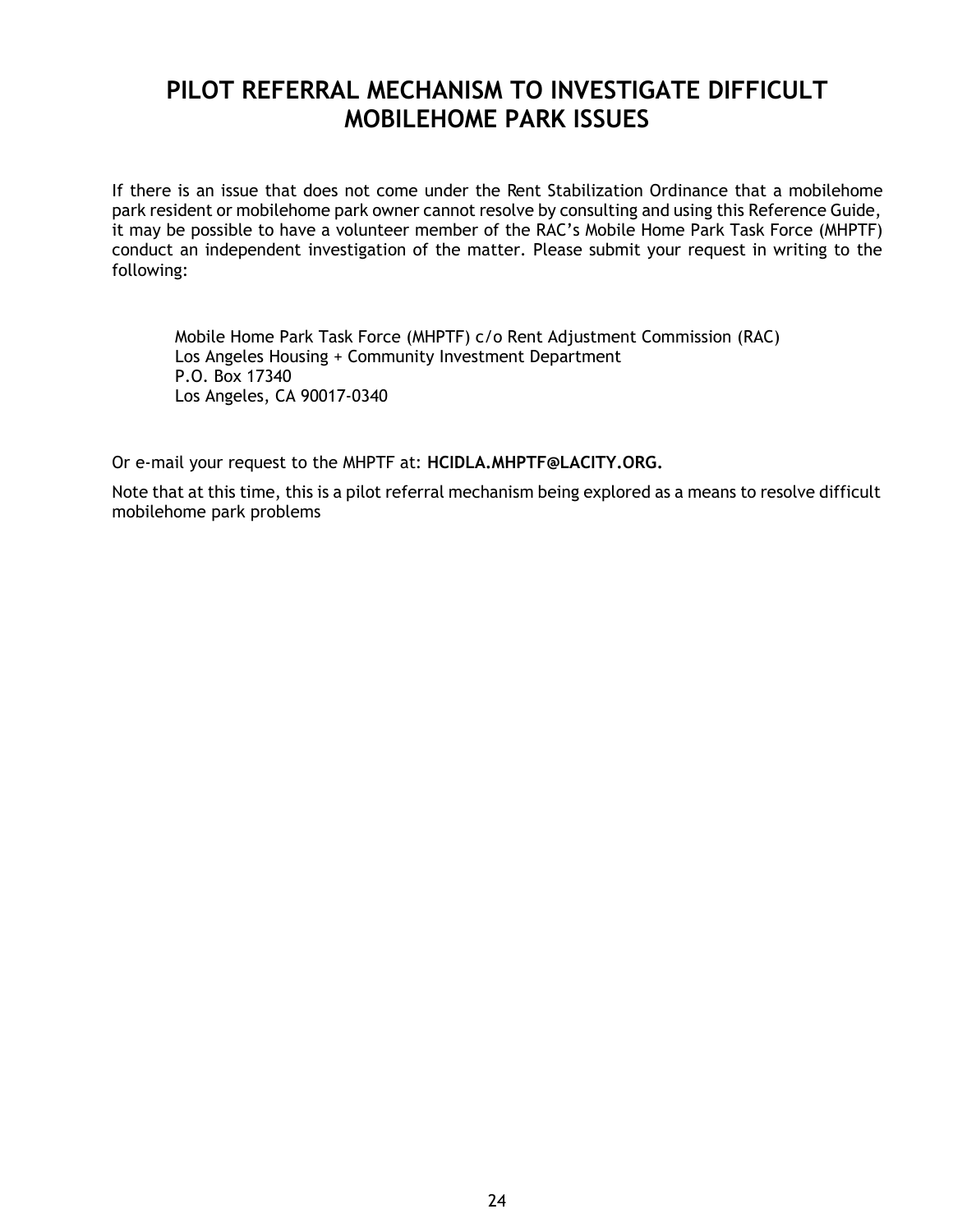# PILOT REFERRAL MECHANISM TO INVESTIGATE DIFFICULT MOBILEHOME PARK ISSUES

If there is an issue that does not come under the Rent Stabilization Ordinance that a mobilehome park resident or mobilehome park owner cannot resolve by consulting and using this Reference Guide, it may be possible to have a volunteer member of the RAC's Mobile Home Park Task Force (MHPTF) conduct an independent investigation of the matter. Please submit your request in writing to the following:

Mobile Home Park Task Force (MHPTF) c/o Rent Adjustment Commission (RAC)
Los Angeles Housing + Community Investment Department
P.O. Box 17340
Los Angeles, CA 90017-0340

Or e-mail your request to the MHPTF at: **HCIDLA.MHPTF@LACITY.ORG.**

Note that at this time, this is a pilot referral mechanism being explored as a means to resolve difficult mobilehome park problems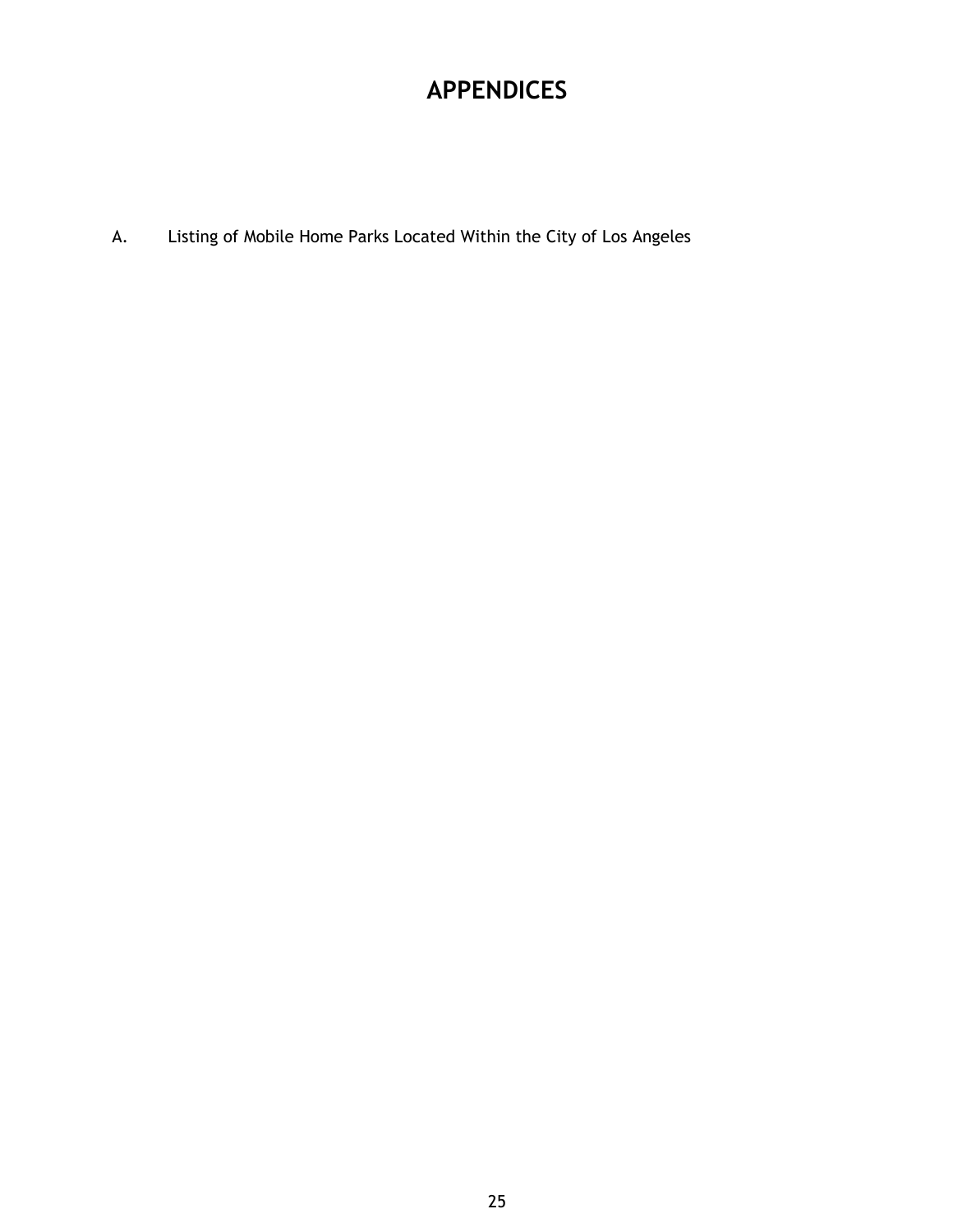# APPENDICES

A. Listing of Mobile Home Parks Located Within the City of Los Angeles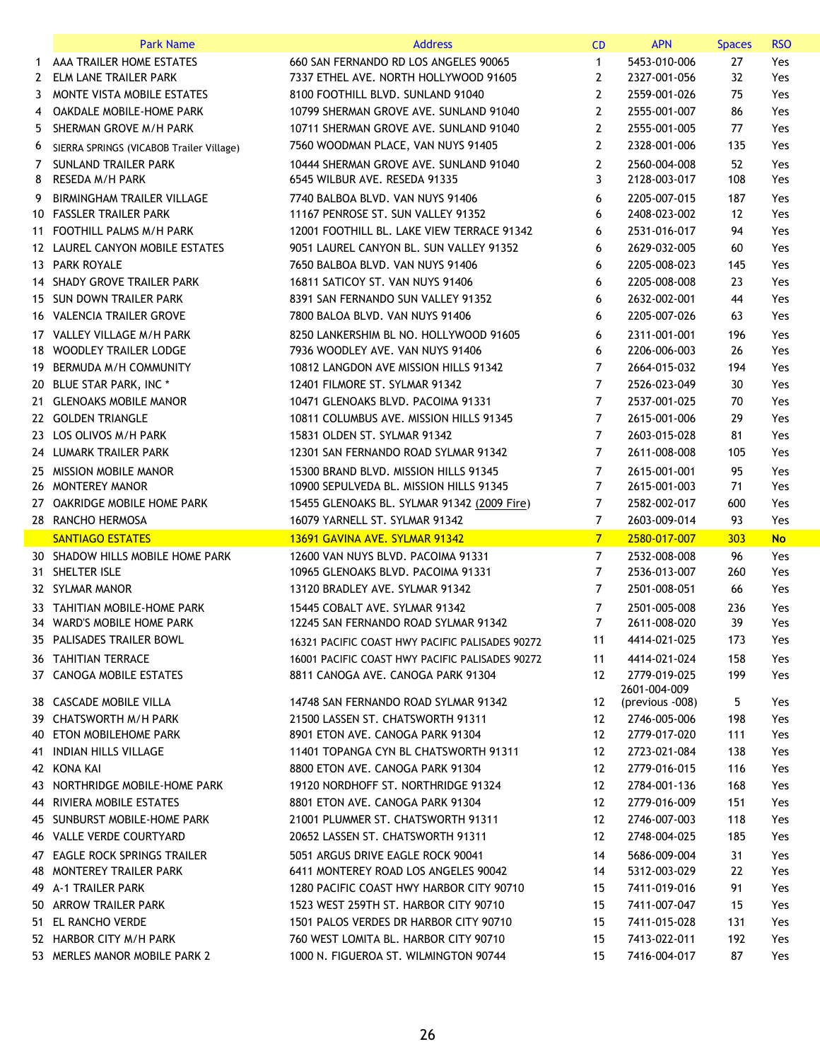| | Park Name | Address | CD | APN | Spaces | RSO |
|---|---|---|---|---|---|---|
| 1 | AAA TRAILER HOME ESTATES | 660 SAN FERNANDO RD LOS ANGELES 90065 | 1 | 5453-010-006 | 27 | Yes |
| 2 | ELM LANE TRAILER PARK | 7337 ETHEL AVE. NORTH HOLLYWOOD 91605 | 2 | 2327-001-056 | 32 | Yes |
| 3 | MONTE VISTA MOBILE ESTATES | 8100 FOOTHILL BLVD. SUNLAND 91040 | 2 | 2559-001-026 | 75 | Yes |
| 4 | OAKDALE MOBILE-HOME PARK | 10799 SHERMAN GROVE AVE. SUNLAND 91040 | 2 | 2555-001-007 | 86 | Yes |
| 5 | SHERMAN GROVE M/H PARK | 10711 SHERMAN GROVE AVE. SUNLAND 91040 | 2 | 2555-001-005 | 77 | Yes |
| 6 | SIERRA SPRINGS (VICABOB Trailer Village) | 7560 WOODMAN PLACE, VAN NUYS 91405 | 2 | 2328-001-006 | 135 | Yes |
| 7 | SUNLAND TRAILER PARK | 10444 SHERMAN GROVE AVE. SUNLAND 91040 | 2 | 2560-004-008 | 52 | Yes |
| 8 | RESEDA M/H PARK | 6545 WILBUR AVE. RESEDA 91335 | 3 | 2128-003-017 | 108 | Yes |
| 9 | BIRMINGHAM TRAILER VILLAGE | 7740 BALBOA BLVD. VAN NUYS 91406 | 6 | 2205-007-015 | 187 | Yes |
| 10 | FASSLER TRAILER PARK | 11167 PENROSE ST. SUN VALLEY 91352 | 6 | 2408-023-002 | 12 | Yes |
| 11 | FOOTHILL PALMS M/H PARK | 12001 FOOTHILL BL. LAKE VIEW TERRACE 91342 | 6 | 2531-016-017 | 94 | Yes |
| 12 | LAUREL CANYON MOBILE ESTATES | 9051 LAUREL CANYON BL. SUN VALLEY 91352 | 6 | 2629-032-005 | 60 | Yes |
| 13 | PARK ROYALE | 7650 BALBOA BLVD. VAN NUYS 91406 | 6 | 2205-008-023 | 145 | Yes |
| 14 | SHADY GROVE TRAILER PARK | 16811 SATICOY ST. VAN NUYS 91406 | 6 | 2205-008-008 | 23 | Yes |
| 15 | SUN DOWN TRAILER PARK | 8391 SAN FERNANDO SUN VALLEY 91352 | 6 | 2632-002-001 | 44 | Yes |
| 16 | VALENCIA TRAILER GROVE | 7800 BALOA BLVD. VAN NUYS 91406 | 6 | 2205-007-026 | 63 | Yes |
| 17 | VALLEY VILLAGE M/H PARK | 8250 LANKERSHIM BL NO. HOLLYWOOD 91605 | 6 | 2311-001-001 | 196 | Yes |
| 18 | WOODLEY TRAILER LODGE | 7936 WOODLEY AVE. VAN NUYS 91406 | 6 | 2206-006-003 | 26 | Yes |
| 19 | BERMUDA M/H COMMUNITY | 10812 LANGDON AVE MISSION HILLS 91342 | 7 | 2664-015-032 | 194 | Yes |
| 20 | BLUE STAR PARK, INC * | 12401 FILMORE ST. SYLMAR 91342 | 7 | 2526-023-049 | 30 | Yes |
| 21 | GLENOAKS MOBILE MANOR | 10471 GLENOAKS BLVD. PACOIMA 91331 | 7 | 2537-001-025 | 70 | Yes |
| 22 | GOLDEN TRIANGLE | 10811 COLUMBUS AVE. MISSION HILLS 91345 | 7 | 2615-001-006 | 29 | Yes |
| 23 | LOS OLIVOS M/H PARK | 15831 OLDEN ST. SYLMAR 91342 | 7 | 2603-015-028 | 81 | Yes |
| 24 | LUMARK TRAILER PARK | 12301 SAN FERNANDO ROAD SYLMAR 91342 | 7 | 2611-008-008 | 105 | Yes |
| 25 | MISSION MOBILE MANOR | 15300 BRAND BLVD. MISSION HILLS 91345 | 7 | 2615-001-001 | 95 | Yes |
| 26 | MONTEREY MANOR | 10900 SEPULVEDA BL. MISSION HILLS 91345 | 7 | 2615-001-003 | 71 | Yes |
| 27 | OAKRIDGE MOBILE HOME PARK | 15455 GLENOAKS BL. SYLMAR 91342 (2009 Fire) | 7 | 2582-002-017 | 600 | Yes |
| 28 | RANCHO HERMOSA | 16079 YARNELL ST. SYLMAR 91342 | 7 | 2603-009-014 | 93 | Yes |
| | SANTIAGO ESTATES | 13691 GAVINA AVE. SYLMAR 91342 | 7 | 2580-017-007 | 303 | **No** |
| 30 | SHADOW HILLS MOBILE HOME PARK | 12600 VAN NUYS BLVD. PACOIMA 91331 | 7 | 2532-008-008 | 96 | Yes |
| 31 | SHELTER ISLE | 10965 GLENOAKS BLVD. PACOIMA 91331 | 7 | 2536-013-007 | 260 | Yes |
| 32 | SYLMAR MANOR | 13120 BRADLEY AVE. SYLMAR 91342 | 7 | 2501-008-051 | 66 | Yes |
| 33 | TAHITIAN MOBILE-HOME PARK | 15445 COBALT AVE. SYLMAR 91342 | 7 | 2501-005-008 | 236 | Yes |
| 34 | WARD'S MOBILE HOME PARK | 12245 SAN FERNANDO ROAD SYLMAR 91342 | 7 | 2611-008-020 | 39 | Yes |
| 35 | PALISADES TRAILER BOWL | 16321 PACIFIC COAST HWY PACIFIC PALISADES 90272 | 11 | 4414-021-025 | 173 | Yes |
| 36 | TAHITIAN TERRACE | 16001 PACIFIC COAST HWY PACIFIC PALISADES 90272 | 11 | 4414-021-024 | 158 | Yes |
| 37 | CANOGA MOBILE ESTATES | 8811 CANOGA AVE. CANOGA PARK 91304 | 12 | 2779-019-025 | 199 | Yes |
| 38 | CASCADE MOBILE VILLA | 14748 SAN FERNANDO ROAD SYLMAR 91342 | 12 | 2601-004-009 (previous -008) | 5 | Yes |
| 39 | CHATSWORTH M/H PARK | 21500 LASSEN ST. CHATSWORTH 91311 | 12 | 2746-005-006 | 198 | Yes |
| 40 | ETON MOBILEHOME PARK | 8901 ETON AVE. CANOGA PARK 91304 | 12 | 2779-017-020 | 111 | Yes |
| 41 | INDIAN HILLS VILLAGE | 11401 TOPANGA CYN BL CHATSWORTH 91311 | 12 | 2723-021-084 | 138 | Yes |
| 42 | KONA KAI | 8800 ETON AVE. CANOGA PARK 91304 | 12 | 2779-016-015 | 116 | Yes |
| 43 | NORTHRIDGE MOBILE-HOME PARK | 19120 NORDHOFF ST. NORTHRIDGE 91324 | 12 | 2784-001-136 | 168 | Yes |
| 44 | RIVIERA MOBILE ESTATES | 8801 ETON AVE. CANOGA PARK 91304 | 12 | 2779-016-009 | 151 | Yes |
| 45 | SUNBURST MOBILE-HOME PARK | 21001 PLUMMER ST. CHATSWORTH 91311 | 12 | 2746-007-003 | 118 | Yes |
| 46 | VALLE VERDE COURTYARD | 20652 LASSEN ST. CHATSWORTH 91311 | 12 | 2748-004-025 | 185 | Yes |
| 47 | EAGLE ROCK SPRINGS TRAILER | 5051 ARGUS DRIVE EAGLE ROCK 90041 | 14 | 5686-009-004 | 31 | Yes |
| 48 | MONTEREY TRAILER PARK | 6411 MONTEREY ROAD LOS ANGELES 90042 | 14 | 5312-003-029 | 22 | Yes |
| 49 | A-1 TRAILER PARK | 1280 PACIFIC COAST HWY HARBOR CITY 90710 | 15 | 7411-019-016 | 91 | Yes |
| 50 | ARROW TRAILER PARK | 1523 WEST 259TH ST. HARBOR CITY 90710 | 15 | 7411-007-047 | 15 | Yes |
| 51 | EL RANCHO VERDE | 1501 PALOS VERDES DR HARBOR CITY 90710 | 15 | 7411-015-028 | 131 | Yes |
| 52 | HARBOR CITY M/H PARK | 760 WEST LOMITA BL. HARBOR CITY 90710 | 15 | 7413-022-011 | 192 | Yes |
| 53 | MERLES MANOR MOBILE PARK 2 | 1000 N. FIGUEROA ST. WILMINGTON 90744 | 15 | 7416-004-017 | 87 | Yes |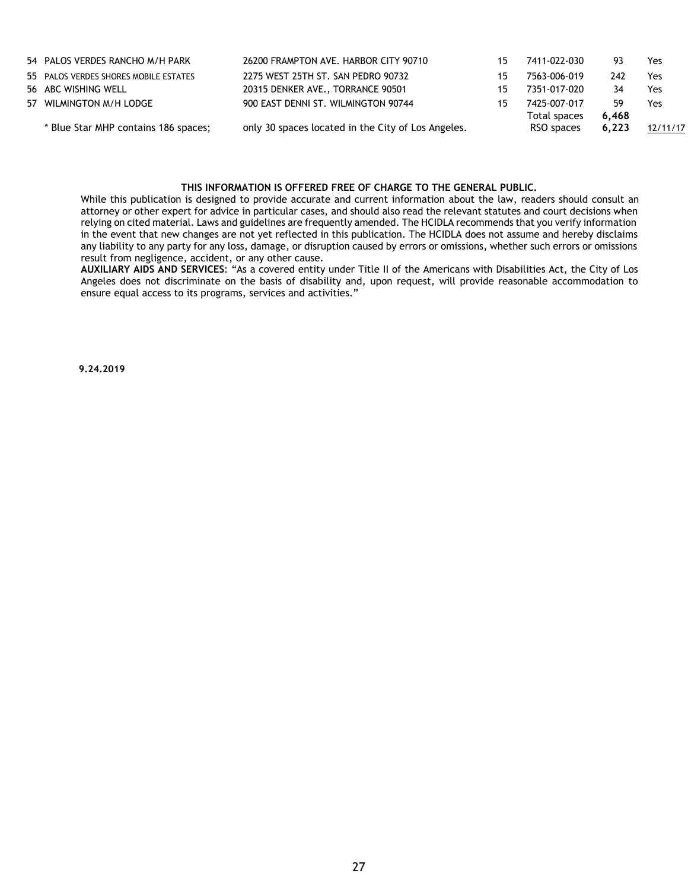| | | | | | | |
|---|---|---|---|---|---|---|
| 54 | PALOS VERDES RANCHO M/H PARK | 26200 FRAMPTON AVE. HARBOR CITY 90710 | 15 | 7411-022-030 | 93 | Yes |
| 55 | PALOS VERDES SHORES MOBILE ESTATES | 2275 WEST 25TH ST. SAN PEDRO 90732 | 15 | 7563-006-019 | 242 | Yes |
| 56 | ABC WISHING WELL | 20315 DENKER AVE., TORRANCE 90501 | 15 | 7351-017-020 | 34 | Yes |
| 57 | WILMINGTON M/H LODGE | 900 EAST DENNI ST. WILMINGTON 90744 | 15 | 7425-007-017 | 59 | Yes |
| | | | | Total spaces | **6,468** | |
| | * Blue Star MHP contains 186 spaces; | only 30 spaces located in the City of Los Angeles. | | RSO spaces | **6,223** | 12/11/17 |

**THIS INFORMATION IS OFFERED FREE OF CHARGE TO THE GENERAL PUBLIC.**

While this publication is designed to provide accurate and current information about the law, readers should consult an attorney or other expert for advice in particular cases, and should also read the relevant statutes and court decisions when relying on cited material. Laws and guidelines are frequently amended. The HCIDLA recommends that you verify information in the event that new changes are not yet reflected in this publication. The HCIDLA does not assume and hereby disclaims any liability to any party for any loss, damage, or disruption caused by errors or omissions, whether such errors or omissions result from negligence, accident, or any other cause.

**AUXILIARY AIDS AND SERVICES**: "As a covered entity under Title II of the Americans with Disabilities Act, the City of Los Angeles does not discriminate on the basis of disability and, upon request, will provide reasonable accommodation to ensure equal access to its programs, services and activities."

**9.24.2019**